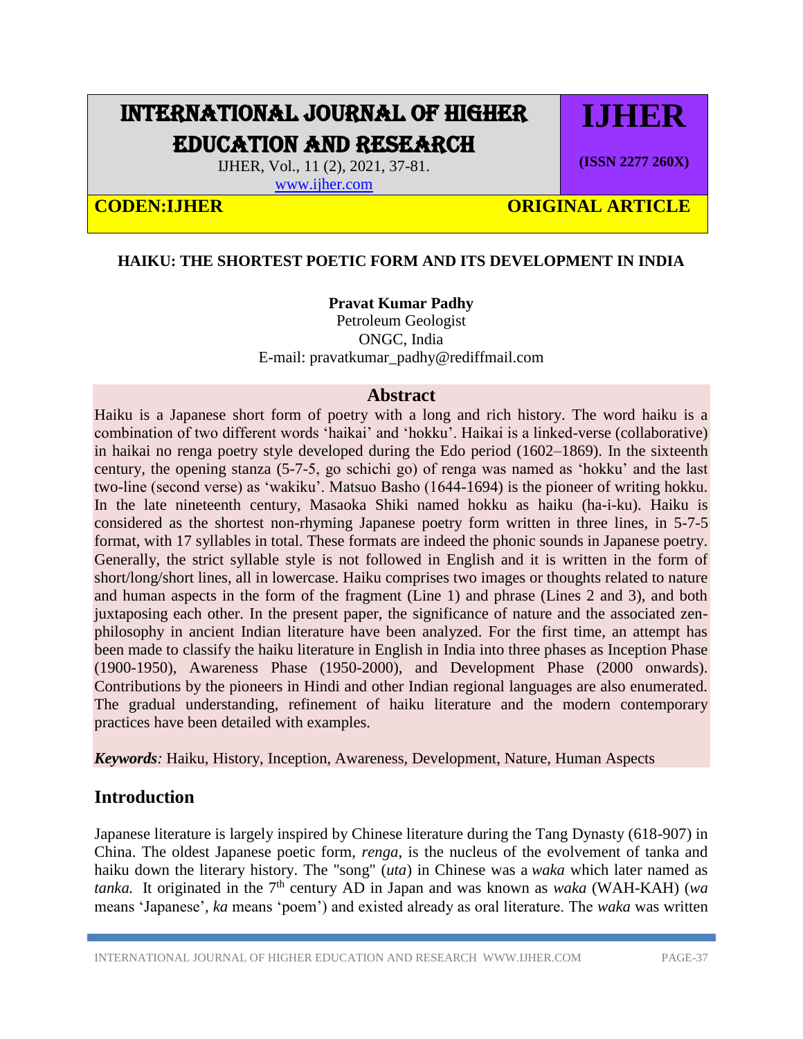# HAIKU: THE SHORTEST POETIC FORM AND ITS DEVELOPMENT IN INDIA

**Pravat Kumar Padhy**
Petroleum Geologist
ONGC, India
E-mail: pravatkumar_padhy@rediffmail.com

## Abstract

Haiku is a Japanese short form of poetry with a long and rich history. The word haiku is a combination of two different words 'haikai' and 'hokku'. Haikai is a linked-verse (collaborative) in haikai no renga poetry style developed during the Edo period (1602–1869). In the sixteenth century, the opening stanza (5-7-5, go schichi go) of renga was named as 'hokku' and the last two-line (second verse) as 'wakiku'. Matsuo Basho (1644-1694) is the pioneer of writing hokku. In the late nineteenth century, Masaoka Shiki named hokku as haiku (ha-i-ku). Haiku is considered as the shortest non-rhyming Japanese poetry form written in three lines, in 5-7-5 format, with 17 syllables in total. These formats are indeed the phonic sounds in Japanese poetry. Generally, the strict syllable style is not followed in English and it is written in the form of short/long/short lines, all in lowercase. Haiku comprises two images or thoughts related to nature and human aspects in the form of the fragment (Line 1) and phrase (Lines 2 and 3), and both juxtaposing each other. In the present paper, the significance of nature and the associated zen-philosophy in ancient Indian literature have been analyzed. For the first time, an attempt has been made to classify the haiku literature in English in India into three phases as Inception Phase (1900-1950), Awareness Phase (1950-2000), and Development Phase (2000 onwards). Contributions by the pioneers in Hindi and other Indian regional languages are also enumerated. The gradual understanding, refinement of haiku literature and the modern contemporary practices have been detailed with examples.

***Keywords**:* Haiku, History, Inception, Awareness, Development, Nature, Human Aspects

## Introduction

Japanese literature is largely inspired by Chinese literature during the Tang Dynasty (618-907) in China. The oldest Japanese poetic form, *renga*, is the nucleus of the evolvement of tanka and haiku down the literary history. The "song" (*uta*) in Chinese was a *waka* which later named as *tanka.* It originated in the 7th century AD in Japan and was known as *waka* (WAH-KAH) (*wa* means 'Japanese', *ka* means 'poem') and existed already as oral literature. The *waka* was written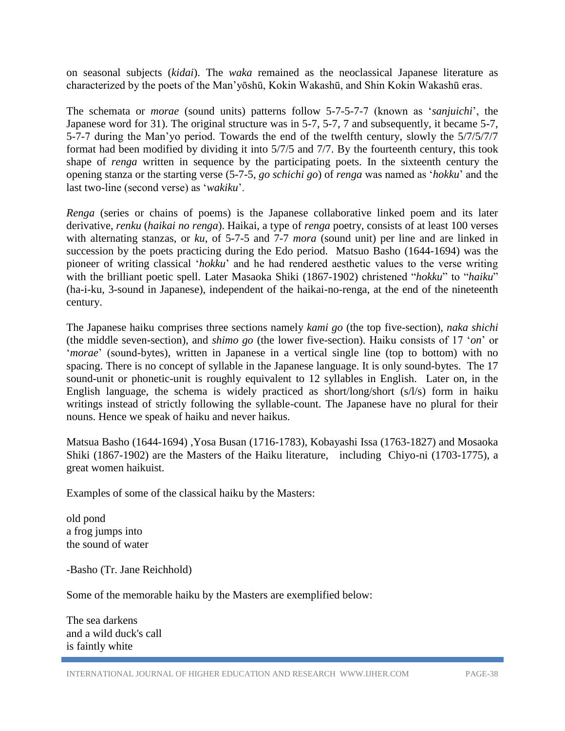on seasonal subjects (*kidai*). The *waka* remained as the neoclassical Japanese literature as characterized by the poets of the Man'yōshū, Kokin Wakashū, and Shin Kokin Wakashū eras.

The schemata or *morae* (sound units) patterns follow 5-7-5-7-7 (known as '*sanjuichi*', the Japanese word for 31). The original structure was in 5-7, 5-7, 7 and subsequently, it became 5-7, 5-7-7 during the Man'yo period. Towards the end of the twelfth century, slowly the 5/7/5/7/7 format had been modified by dividing it into 5/7/5 and 7/7. By the fourteenth century, this took shape of *renga* written in sequence by the participating poets. In the sixteenth century the opening stanza or the starting verse (5-7-5, *go schichi go*) of *renga* was named as '*hokku*' and the last two-line (second verse) as '*wakiku*'.

*Renga* (series or chains of poems) is the Japanese collaborative linked poem and its later derivative, *renku* (*haikai no renga*). Haikai, a type of *renga* poetry, consists of at least 100 verses with alternating stanzas, or *ku*, of 5-7-5 and 7-7 *mora* (sound unit) per line and are linked in succession by the poets practicing during the Edo period. Matsuo Basho (1644-1694) was the pioneer of writing classical '*hokku*' and he had rendered aesthetic values to the verse writing with the brilliant poetic spell. Later Masaoka Shiki (1867-1902) christened "*hokku*" to "*haiku*" (ha-i-ku, 3-sound in Japanese), independent of the haikai-no-renga, at the end of the nineteenth century.

The Japanese haiku comprises three sections namely *kami go* (the top five-section), *naka shichi* (the middle seven-section), and *shimo go* (the lower five-section). Haiku consists of 17 '*on*' or '*morae*' (sound-bytes), written in Japanese in a vertical single line (top to bottom) with no spacing. There is no concept of syllable in the Japanese language. It is only sound-bytes. The 17 sound-unit or phonetic-unit is roughly equivalent to 12 syllables in English. Later on, in the English language, the schema is widely practiced as short/long/short (s/l/s) form in haiku writings instead of strictly following the syllable-count. The Japanese have no plural for their nouns. Hence we speak of haiku and never haikus.

Matsua Basho (1644-1694) ,Yosa Busan (1716-1783), Kobayashi Issa (1763-1827) and Mosaoka Shiki (1867-1902) are the Masters of the Haiku literature, including Chiyo-ni (1703-1775), a great women haikuist.

Examples of some of the classical haiku by the Masters:

old pond  
a frog jumps into  
the sound of water

-Basho (Tr. Jane Reichhold)

Some of the memorable haiku by the Masters are exemplified below:

The sea darkens  
and a wild duck's call  
is faintly white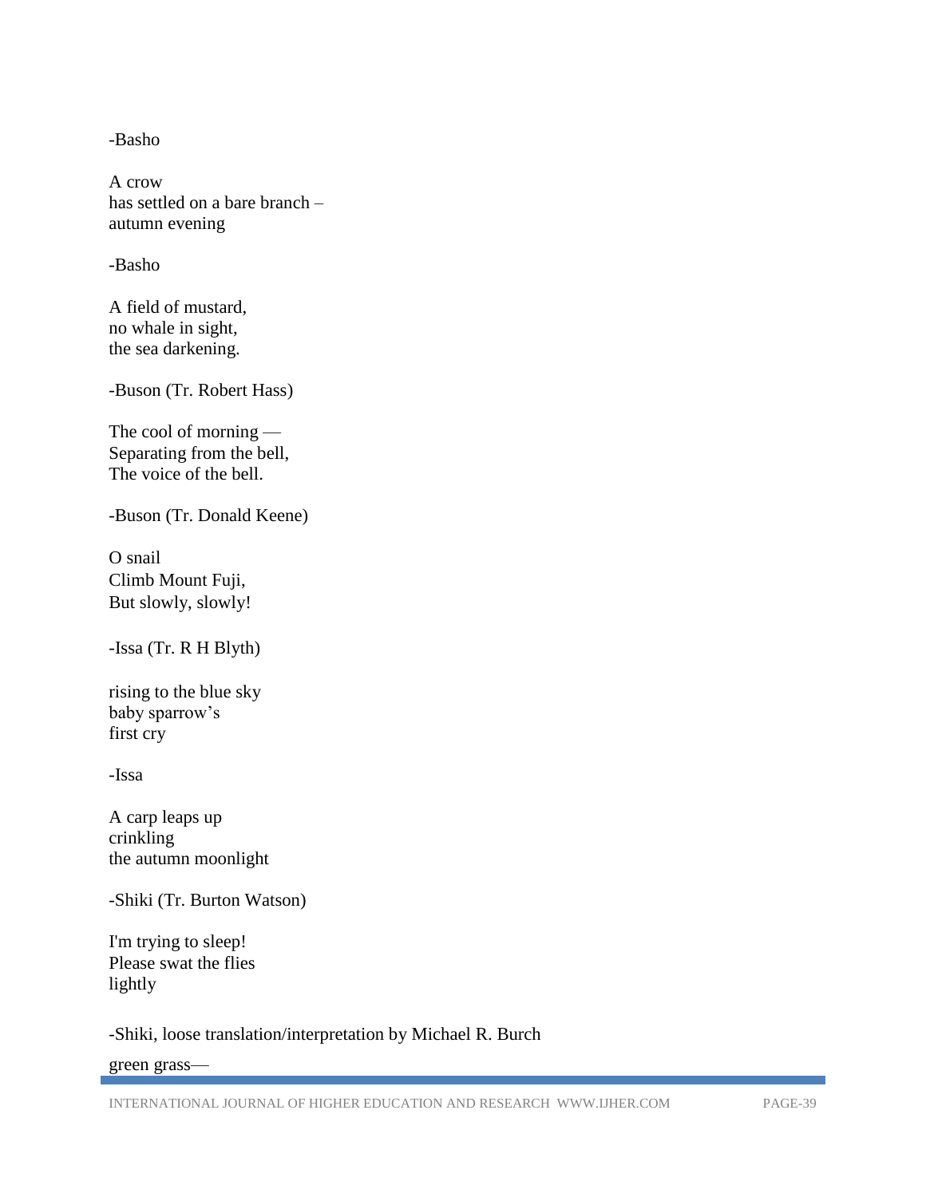-Basho

A crow  
has settled on a bare branch –  
autumn evening

-Basho

A field of mustard,  
no whale in sight,  
the sea darkening.

-Buson (Tr. Robert Hass)

The cool of morning —  
Separating from the bell,  
The voice of the bell.

-Buson (Tr. Donald Keene)

O snail  
Climb Mount Fuji,  
But slowly, slowly!

-Issa (Tr. R H Blyth)

rising to the blue sky  
baby sparrow's  
first cry

-Issa

A carp leaps up  
crinkling  
the autumn moonlight

-Shiki (Tr. Burton Watson)

I'm trying to sleep!  
Please swat the flies  
lightly

-Shiki, loose translation/interpretation by Michael R. Burch

green grass—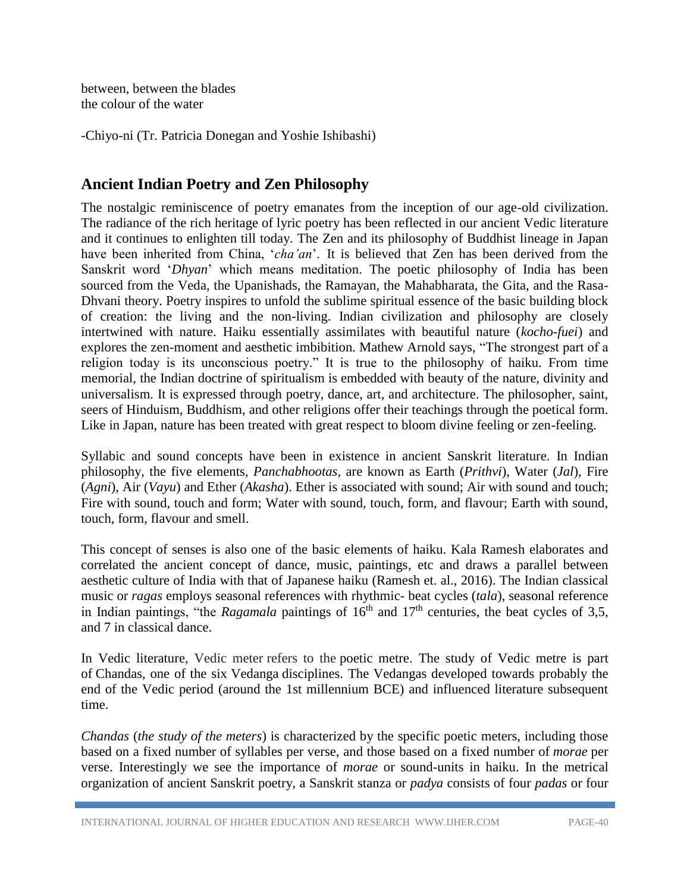between, between the blades
the colour of the water

-Chiyo-ni (Tr. Patricia Donegan and Yoshie Ishibashi)

## Ancient Indian Poetry and Zen Philosophy

The nostalgic reminiscence of poetry emanates from the inception of our age-old civilization. The radiance of the rich heritage of lyric poetry has been reflected in our ancient Vedic literature and it continues to enlighten till today. The Zen and its philosophy of Buddhist lineage in Japan have been inherited from China, '*cha'an*'. It is believed that Zen has been derived from the Sanskrit word '*Dhyan*' which means meditation. The poetic philosophy of India has been sourced from the Veda, the Upanishads, the Ramayan, the Mahabharata, the Gita, and the Rasa-Dhvani theory. Poetry inspires to unfold the sublime spiritual essence of the basic building block of creation: the living and the non-living. Indian civilization and philosophy are closely intertwined with nature. Haiku essentially assimilates with beautiful nature (*kocho-fuei*) and explores the zen-moment and aesthetic imbibition. Mathew Arnold says, "The strongest part of a religion today is its unconscious poetry." It is true to the philosophy of haiku. From time memorial, the Indian doctrine of spiritualism is embedded with beauty of the nature, divinity and universalism. It is expressed through poetry, dance, art, and architecture. The philosopher, saint, seers of Hinduism, Buddhism, and other religions offer their teachings through the poetical form. Like in Japan, nature has been treated with great respect to bloom divine feeling or zen-feeling.

Syllabic and sound concepts have been in existence in ancient Sanskrit literature. In Indian philosophy, the five elements, *Panchabhootas*, are known as Earth (*Prithvi*), Water (*Jal*), Fire (*Agni*), Air (*Vayu*) and Ether (*Akasha*). Ether is associated with sound; Air with sound and touch; Fire with sound, touch and form; Water with sound, touch, form, and flavour; Earth with sound, touch, form, flavour and smell.

This concept of senses is also one of the basic elements of haiku. Kala Ramesh elaborates and correlated the ancient concept of dance, music, paintings, etc and draws a parallel between aesthetic culture of India with that of Japanese haiku (Ramesh et. al., 2016). The Indian classical music or *ragas* employs seasonal references with rhythmic- beat cycles (*tala*), seasonal reference in Indian paintings, "the *Ragamala* paintings of 16th and 17th centuries, the beat cycles of 3,5, and 7 in classical dance.

In Vedic literature, Vedic meter refers to the poetic metre. The study of Vedic metre is part of Chandas, one of the six Vedanga disciplines. The Vedangas developed towards probably the end of the Vedic period (around the 1st millennium BCE) and influenced literature subsequent time.

*Chandas* (*the study of the meters*) is characterized by the specific poetic meters, including those based on a fixed number of syllables per verse, and those based on a fixed number of *morae* per verse. Interestingly we see the importance of *morae* or sound-units in haiku. In the metrical organization of ancient Sanskrit poetry, a Sanskrit stanza or *padya* consists of four *padas* or four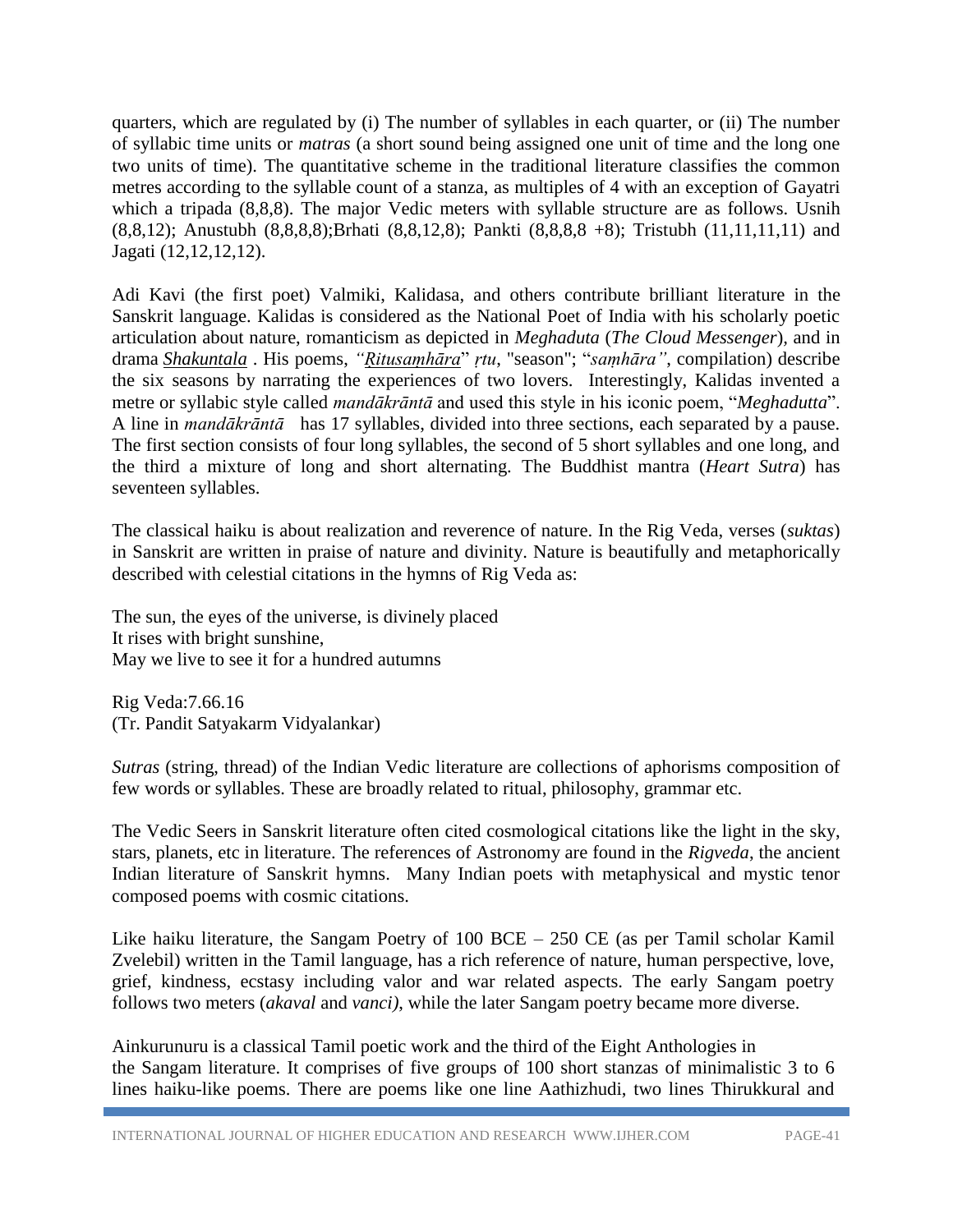quarters, which are regulated by (i) The number of syllables in each quarter, or (ii) The number of syllabic time units or *matras* (a short sound being assigned one unit of time and the long one two units of time). The quantitative scheme in the traditional literature classifies the common metres according to the syllable count of a stanza, as multiples of 4 with an exception of Gayatri which a tripada (8,8,8). The major Vedic meters with syllable structure are as follows. Usnih (8,8,12); Anustubh (8,8,8,8);Brhati (8,8,12,8); Pankti (8,8,8,8 +8); Tristubh (11,11,11,11) and Jagati (12,12,12,12).

Adi Kavi (the first poet) Valmiki, Kalidasa, and others contribute brilliant literature in the Sanskrit language. Kalidas is considered as the National Poet of India with his scholarly poetic articulation about nature, romanticism as depicted in *Meghaduta* (*The Cloud Messenger*), and in drama ***Shakuntala*** . His poems, *"Ṛitusaṃhāra"* *ṛtu*, "season"; "*saṃhāra"*, compilation) describe the six seasons by narrating the experiences of two lovers. Interestingly, Kalidas invented a metre or syllabic style called *mandākrāntā* and used this style in his iconic poem, "*Meghadutta*". A line in *mandākrāntā* has 17 syllables, divided into three sections, each separated by a pause. The first section consists of four long syllables, the second of 5 short syllables and one long, and the third a mixture of long and short alternating. The Buddhist mantra (*Heart Sutra*) has seventeen syllables.

The classical haiku is about realization and reverence of nature. In the Rig Veda, verses (*suktas*) in Sanskrit are written in praise of nature and divinity. Nature is beautifully and metaphorically described with celestial citations in the hymns of Rig Veda as:

The sun, the eyes of the universe, is divinely placed
It rises with bright sunshine,
May we live to see it for a hundred autumns

Rig Veda:7.66.16
(Tr. Pandit Satyakarm Vidyalankar)

*Sutras* (string, thread) of the Indian Vedic literature are collections of aphorisms composition of few words or syllables. These are broadly related to ritual, philosophy, grammar etc.

The Vedic Seers in Sanskrit literature often cited cosmological citations like the light in the sky, stars, planets, etc in literature. The references of Astronomy are found in the *Rigveda*, the ancient Indian literature of Sanskrit hymns. Many Indian poets with metaphysical and mystic tenor composed poems with cosmic citations.

Like haiku literature, the Sangam Poetry of 100 BCE – 250 CE (as per Tamil scholar Kamil Zvelebil) written in the Tamil language, has a rich reference of nature, human perspective, love, grief, kindness, ecstasy including valor and war related aspects. The early Sangam poetry follows two meters (*akaval* and *vanci)*, while the later Sangam poetry became more diverse.

Ainkurunuru is a classical Tamil poetic work and the third of the Eight Anthologies in the Sangam literature. It comprises of five groups of 100 short stanzas of minimalistic 3 to 6 lines haiku-like poems. There are poems like one line Aathizhudi, two lines Thirukkural and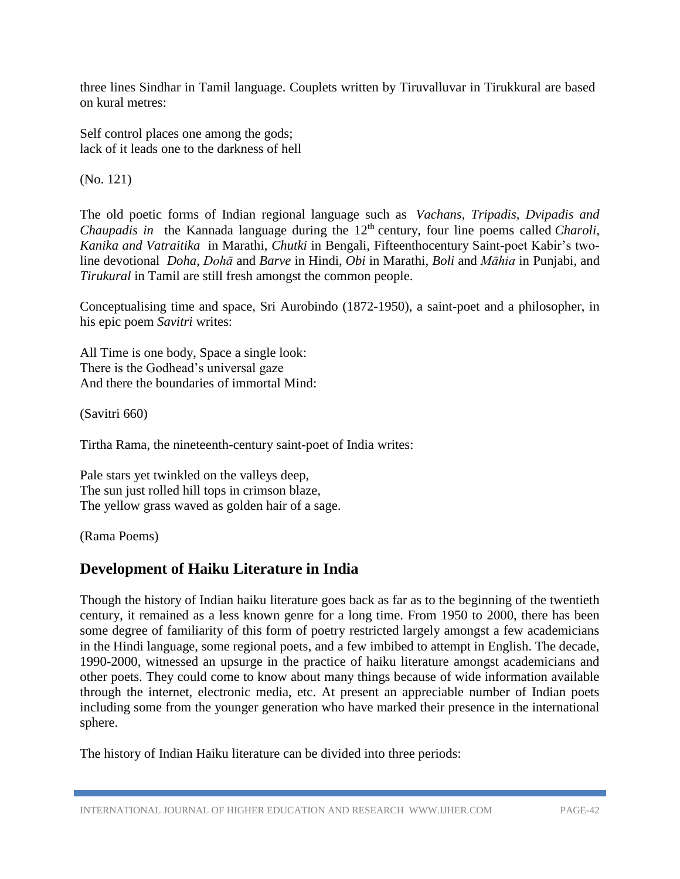three lines Sindhar in Tamil language. Couplets written by Tiruvalluvar in Tirukkural are based on kural metres:

Self control places one among the gods;  
lack of it leads one to the darkness of hell

(No. 121)

The old poetic forms of Indian regional language such as *Vachans, Tripadis, Dvipadis and Chaupadis in* the Kannada language during the 12th century, four line poems called *Charoli, Kanika and Vatraitika* in Marathi, *Chutki* in Bengali, Fifteenthocentury Saint-poet Kabir's two-line devotional *Doha, Dohā* and *Barve* in Hindi, *Obi* in Marathi, *Boli* and *Māhia* in Punjabi, and *Tirukural* in Tamil are still fresh amongst the common people.

Conceptualising time and space, Sri Aurobindo (1872-1950), a saint-poet and a philosopher, in his epic poem *Savitri* writes:

All Time is one body, Space a single look:  
There is the Godhead's universal gaze  
And there the boundaries of immortal Mind:

(Savitri 660)

Tirtha Rama, the nineteenth-century saint-poet of India writes:

Pale stars yet twinkled on the valleys deep,  
The sun just rolled hill tops in crimson blaze,  
The yellow grass waved as golden hair of a sage.

(Rama Poems)

## Development of Haiku Literature in India

Though the history of Indian haiku literature goes back as far as to the beginning of the twentieth century, it remained as a less known genre for a long time. From 1950 to 2000, there has been some degree of familiarity of this form of poetry restricted largely amongst a few academicians in the Hindi language, some regional poets, and a few imbibed to attempt in English. The decade, 1990-2000, witnessed an upsurge in the practice of haiku literature amongst academicians and other poets. They could come to know about many things because of wide information available through the internet, electronic media, etc. At present an appreciable number of Indian poets including some from the younger generation who have marked their presence in the international sphere.

The history of Indian Haiku literature can be divided into three periods: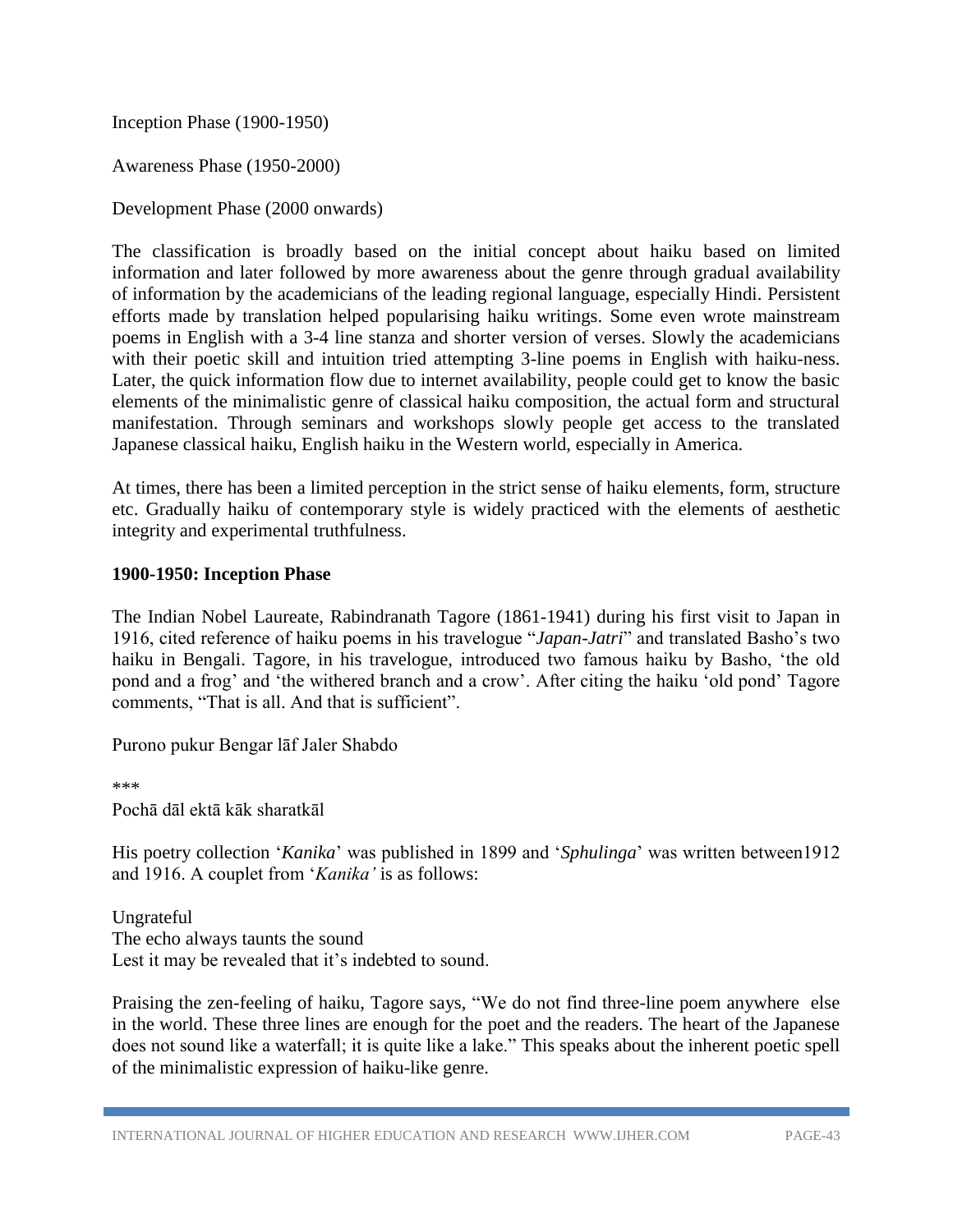Inception Phase (1900-1950)

Awareness Phase (1950-2000)

Development Phase (2000 onwards)

The classification is broadly based on the initial concept about haiku based on limited information and later followed by more awareness about the genre through gradual availability of information by the academicians of the leading regional language, especially Hindi. Persistent efforts made by translation helped popularising haiku writings. Some even wrote mainstream poems in English with a 3-4 line stanza and shorter version of verses. Slowly the academicians with their poetic skill and intuition tried attempting 3-line poems in English with haiku-ness. Later, the quick information flow due to internet availability, people could get to know the basic elements of the minimalistic genre of classical haiku composition, the actual form and structural manifestation. Through seminars and workshops slowly people get access to the translated Japanese classical haiku, English haiku in the Western world, especially in America.

At times, there has been a limited perception in the strict sense of haiku elements, form, structure etc. Gradually haiku of contemporary style is widely practiced with the elements of aesthetic integrity and experimental truthfulness.

**1900-1950: Inception Phase**

The Indian Nobel Laureate, Rabindranath Tagore (1861-1941) during his first visit to Japan in 1916, cited reference of haiku poems in his travelogue "*Japan-Jatri*" and translated Basho's two haiku in Bengali. Tagore, in his travelogue, introduced two famous haiku by Basho, 'the old pond and a frog' and 'the withered branch and a crow'. After citing the haiku 'old pond' Tagore comments, "That is all. And that is sufficient".

Purono pukur Bengar lāf Jaler Shabdo

***

Pochā dāl ektā kāk sharatkāl

His poetry collection '*Kanika*' was published in 1899 and '*Sphulinga*' was written between1912 and 1916. A couplet from '*Kanika'* is as follows:

Ungrateful  
The echo always taunts the sound  
Lest it may be revealed that it's indebted to sound.

Praising the zen-feeling of haiku, Tagore says, "We do not find three-line poem anywhere else in the world. These three lines are enough for the poet and the readers. The heart of the Japanese does not sound like a waterfall; it is quite like a lake." This speaks about the inherent poetic spell of the minimalistic expression of haiku-like genre.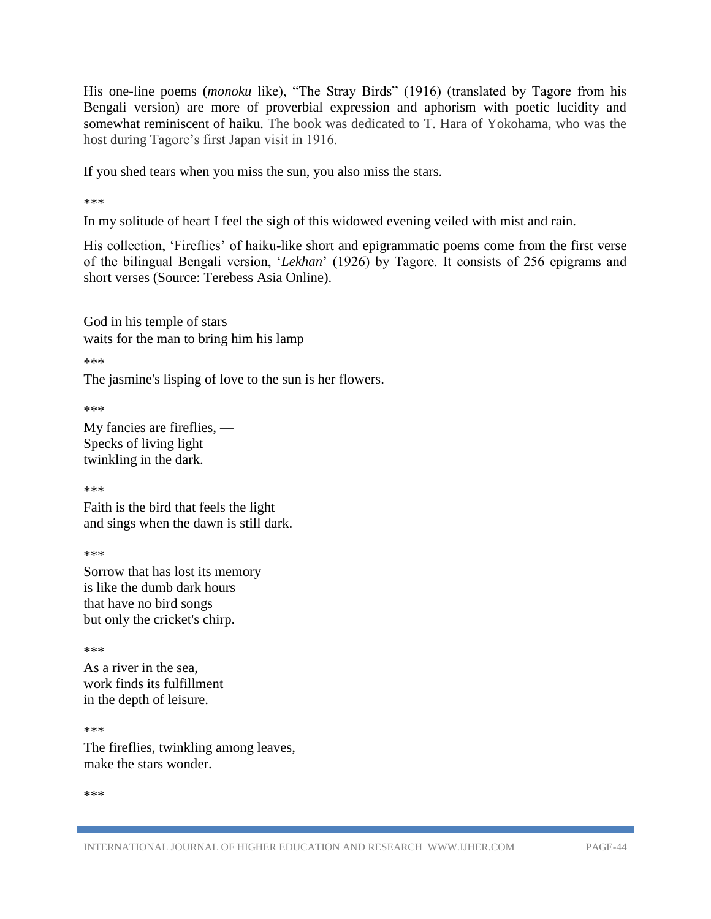His one-line poems (*monoku* like), "The Stray Birds" (1916) (translated by Tagore from his Bengali version) are more of proverbial expression and aphorism with poetic lucidity and somewhat reminiscent of haiku. The book was dedicated to T. Hara of Yokohama, who was the host during Tagore's first Japan visit in 1916.

If you shed tears when you miss the sun, you also miss the stars.

***

In my solitude of heart I feel the sigh of this widowed evening veiled with mist and rain.

His collection, 'Fireflies' of haiku-like short and epigrammatic poems come from the first verse of the bilingual Bengali version, '*Lekhan*' (1926) by Tagore. It consists of 256 epigrams and short verses (Source: Terebess Asia Online).

God in his temple of stars  
waits for the man to bring him his lamp

***

The jasmine's lisping of love to the sun is her flowers.

***

My fancies are fireflies, —  
Specks of living light  
twinkling in the dark.

***

Faith is the bird that feels the light  
and sings when the dawn is still dark.

***

Sorrow that has lost its memory  
is like the dumb dark hours  
that have no bird songs  
but only the cricket's chirp.

***

As a river in the sea,  
work finds its fulfillment  
in the depth of leisure.

***

The fireflies, twinkling among leaves,  
make the stars wonder.

***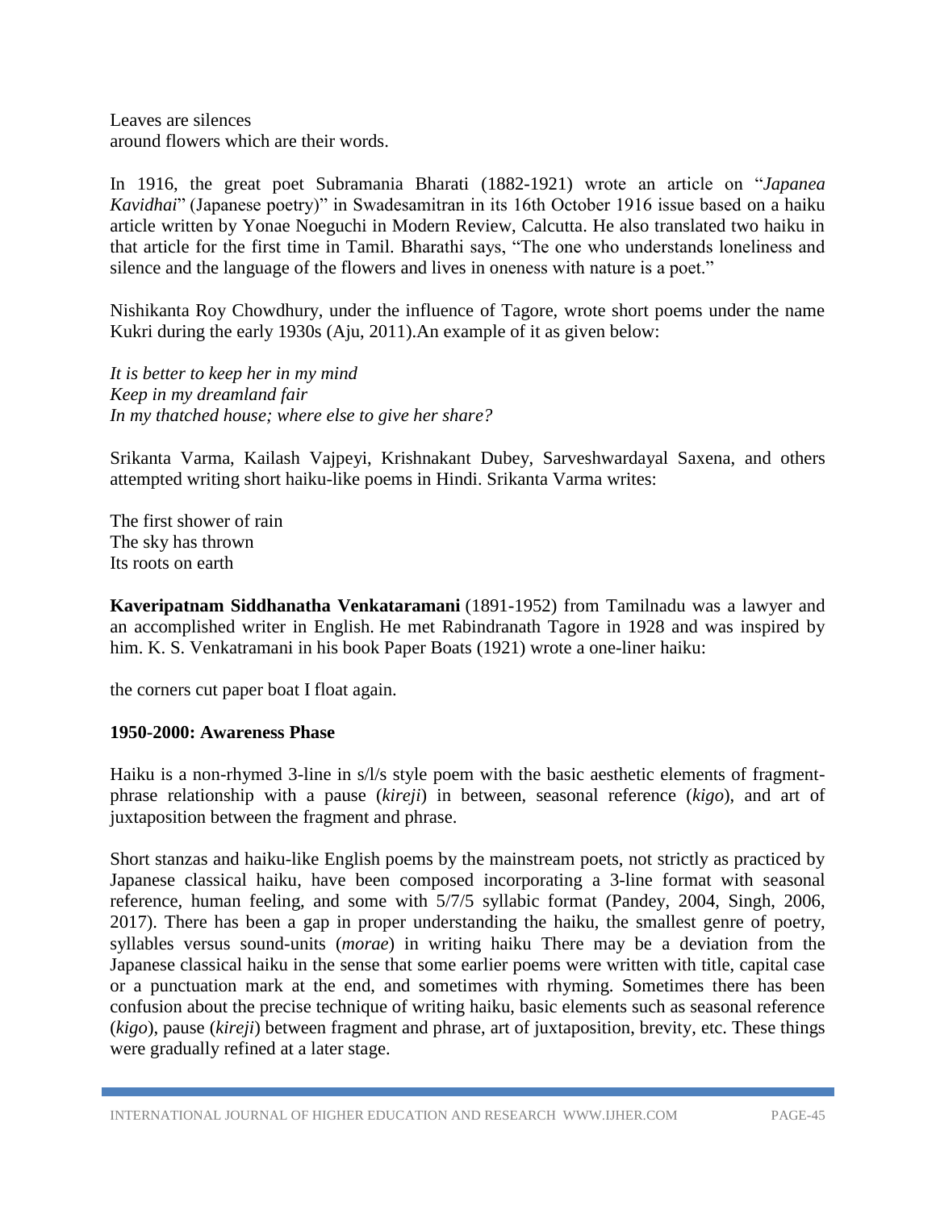Leaves are silences
around flowers which are their words.

In 1916, the great poet Subramania Bharati (1882-1921) wrote an article on "*Japanea Kavidhai*" (Japanese poetry)" in Swadesamitran in its 16th October 1916 issue based on a haiku article written by Yonae Noeguchi in Modern Review, Calcutta. He also translated two haiku in that article for the first time in Tamil. Bharathi says, "The one who understands loneliness and silence and the language of the flowers and lives in oneness with nature is a poet."

Nishikanta Roy Chowdhury, under the influence of Tagore, wrote short poems under the name Kukri during the early 1930s (Aju, 2011).An example of it as given below:

*It is better to keep her in my mind*
*Keep in my dreamland fair*
*In my thatched house; where else to give her share?*

Srikanta Varma, Kailash Vajpeyi, Krishnakant Dubey, Sarveshwardayal Saxena, and others attempted writing short haiku-like poems in Hindi. Srikanta Varma writes:

The first shower of rain
The sky has thrown
Its roots on earth

**Kaveripatnam Siddhanatha Venkataramani** (1891-1952) from Tamilnadu was a lawyer and an accomplished writer in English. He met Rabindranath Tagore in 1928 and was inspired by him. K. S. Venkatramani in his book Paper Boats (1921) wrote a one-liner haiku:

the corners cut paper boat I float again.

**1950-2000: Awareness Phase**

Haiku is a non-rhymed 3-line in s/l/s style poem with the basic aesthetic elements of fragment-phrase relationship with a pause (*kireji*) in between, seasonal reference (*kigo*), and art of juxtaposition between the fragment and phrase.

Short stanzas and haiku-like English poems by the mainstream poets, not strictly as practiced by Japanese classical haiku, have been composed incorporating a 3-line format with seasonal reference, human feeling, and some with 5/7/5 syllabic format (Pandey, 2004, Singh, 2006, 2017). There has been a gap in proper understanding the haiku, the smallest genre of poetry, syllables versus sound-units (*morae*) in writing haiku There may be a deviation from the Japanese classical haiku in the sense that some earlier poems were written with title, capital case or a punctuation mark at the end, and sometimes with rhyming. Sometimes there has been confusion about the precise technique of writing haiku, basic elements such as seasonal reference (*kigo*), pause (*kireji*) between fragment and phrase, art of juxtaposition, brevity, etc. These things were gradually refined at a later stage.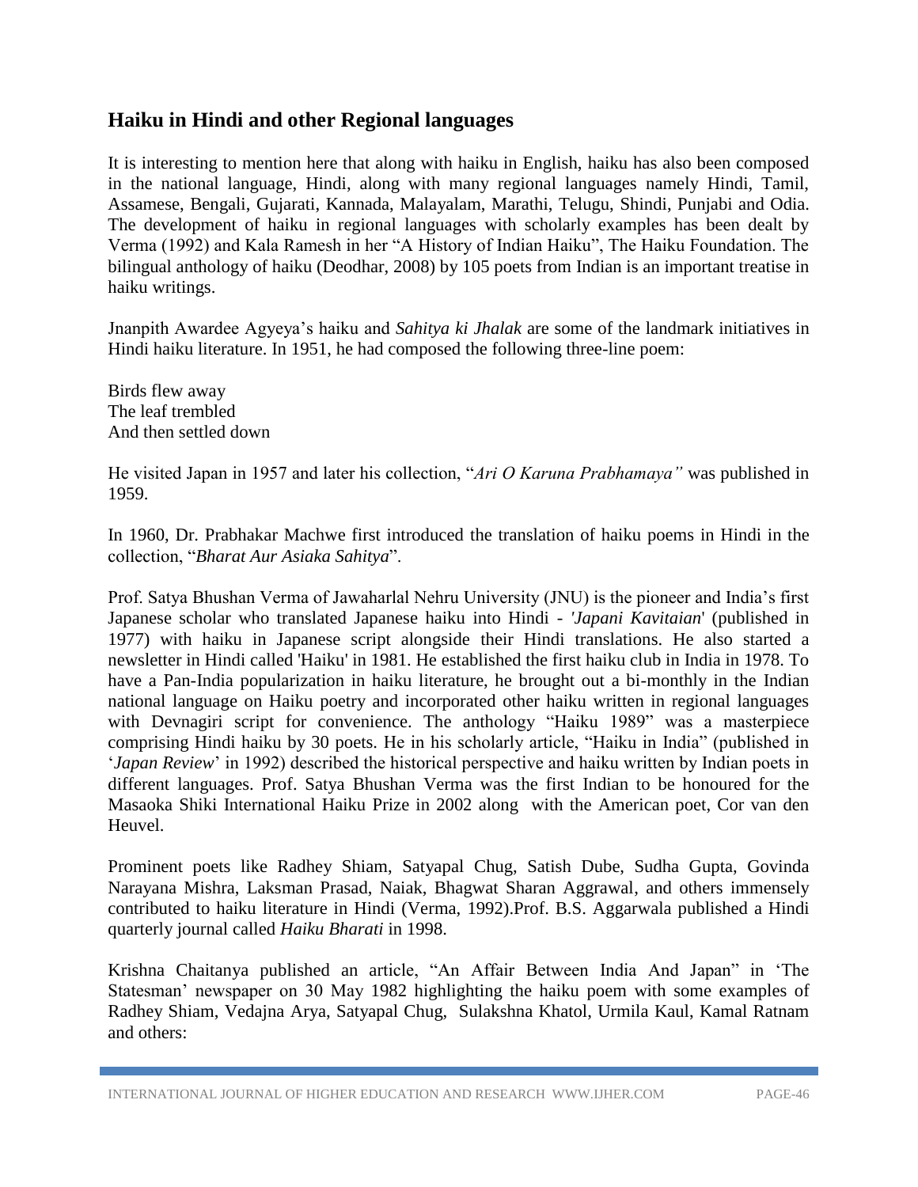## Haiku in Hindi and other Regional languages

It is interesting to mention here that along with haiku in English, haiku has also been composed in the national language, Hindi, along with many regional languages namely Hindi, Tamil, Assamese, Bengali, Gujarati, Kannada, Malayalam, Marathi, Telugu, Shindi, Punjabi and Odia. The development of haiku in regional languages with scholarly examples has been dealt by Verma (1992) and Kala Ramesh in her "A History of Indian Haiku", The Haiku Foundation. The bilingual anthology of haiku (Deodhar, 2008) by 105 poets from Indian is an important treatise in haiku writings.

Jnanpith Awardee Agyeya's haiku and *Sahitya ki Jhalak* are some of the landmark initiatives in Hindi haiku literature. In 1951, he had composed the following three-line poem:

Birds flew away
The leaf trembled
And then settled down

He visited Japan in 1957 and later his collection, "*Ari O Karuna Prabhamaya"* was published in 1959.

In 1960, Dr. Prabhakar Machwe first introduced the translation of haiku poems in Hindi in the collection, "*Bharat Aur Asiaka Sahitya*".

Prof. Satya Bhushan Verma of Jawaharlal Nehru University (JNU) is the pioneer and India's first Japanese scholar who translated Japanese haiku into Hindi - *'Japani Kavitaian*' (published in 1977) with haiku in Japanese script alongside their Hindi translations. He also started a newsletter in Hindi called 'Haiku' in 1981. He established the first haiku club in India in 1978. To have a Pan-India popularization in haiku literature, he brought out a bi-monthly in the Indian national language on Haiku poetry and incorporated other haiku written in regional languages with Devnagiri script for convenience. The anthology "Haiku 1989" was a masterpiece comprising Hindi haiku by 30 poets. He in his scholarly article, "Haiku in India" (published in '*Japan Review*' in 1992) described the historical perspective and haiku written by Indian poets in different languages. Prof. Satya Bhushan Verma was the first Indian to be honoured for the Masaoka Shiki International Haiku Prize in 2002 along with the American poet, Cor van den Heuvel.

Prominent poets like Radhey Shiam, Satyapal Chug, Satish Dube, Sudha Gupta, Govinda Narayana Mishra, Laksman Prasad, Naiak, Bhagwat Sharan Aggrawal, and others immensely contributed to haiku literature in Hindi (Verma, 1992).Prof. B.S. Aggarwala published a Hindi quarterly journal called *Haiku Bharati* in 1998.

Krishna Chaitanya published an article, "An Affair Between India And Japan" in 'The Statesman' newspaper on 30 May 1982 highlighting the haiku poem with some examples of Radhey Shiam, Vedajna Arya, Satyapal Chug, Sulakshna Khatol, Urmila Kaul, Kamal Ratnam and others: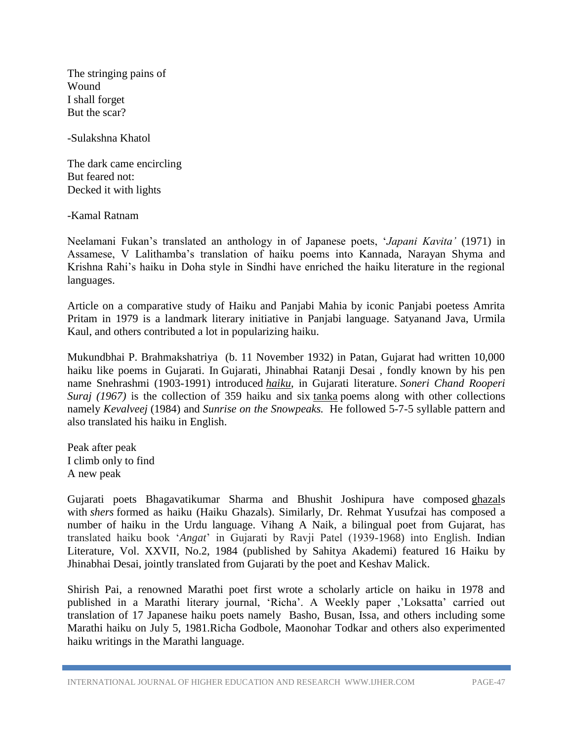The stringing pains of
Wound
I shall forget
But the scar?

-Sulakshna Khatol

The dark came encircling
But feared not:
Decked it with lights

-Kamal Ratnam

Neelamani Fukan's translated an anthology in of Japanese poets, '*Japani Kavita'* (1971) in Assamese, V Lalithamba's translation of haiku poems into Kannada, Narayan Shyma and Krishna Rahi's haiku in Doha style in Sindhi have enriched the haiku literature in the regional languages.

Article on a comparative study of Haiku and Panjabi Mahia by iconic Panjabi poetess Amrita Pritam in 1979 is a landmark literary initiative in Panjabi language. Satyanand Java, Urmila Kaul, and others contributed a lot in popularizing haiku.

Mukundbhai P. Brahmakshatriya (b. 11 November 1932) in Patan, Gujarat had written 10,000 haiku like poems in Gujarati. In Gujarati, Jhinabhai Ratanji Desai , fondly known by his pen name Snehrashmi (1903-1991) introduced *haiku*, in Gujarati literature. *Soneri Chand Rooperi Suraj (1967)* is the collection of 359 haiku and six tanka poems along with other collections namely *Kevalveej* (1984) and *Sunrise on the Snowpeaks.* He followed 5-7-5 syllable pattern and also translated his haiku in English.

Peak after peak
I climb only to find
A new peak

Gujarati poets Bhagavatikumar Sharma and Bhushit Joshipura have composed ghazals with *shers* formed as haiku (Haiku Ghazals). Similarly, Dr. Rehmat Yusufzai has composed a number of haiku in the Urdu language. Vihang A Naik, a bilingual poet from Gujarat, has translated haiku book '*Angat*' in Gujarati by Ravji Patel (1939-1968) into English. Indian Literature, Vol. XXVII, No.2, 1984 (published by Sahitya Akademi) featured 16 Haiku by Jhinabhai Desai, jointly translated from Gujarati by the poet and Keshav Malick.

Shirish Pai, a renowned Marathi poet first wrote a scholarly article on haiku in 1978 and published in a Marathi literary journal, 'Richa'. A Weekly paper ,'Loksatta' carried out translation of 17 Japanese haiku poets namely Basho, Busan, Issa, and others including some Marathi haiku on July 5, 1981.Richa Godbole, Maonohar Todkar and others also experimented haiku writings in the Marathi language.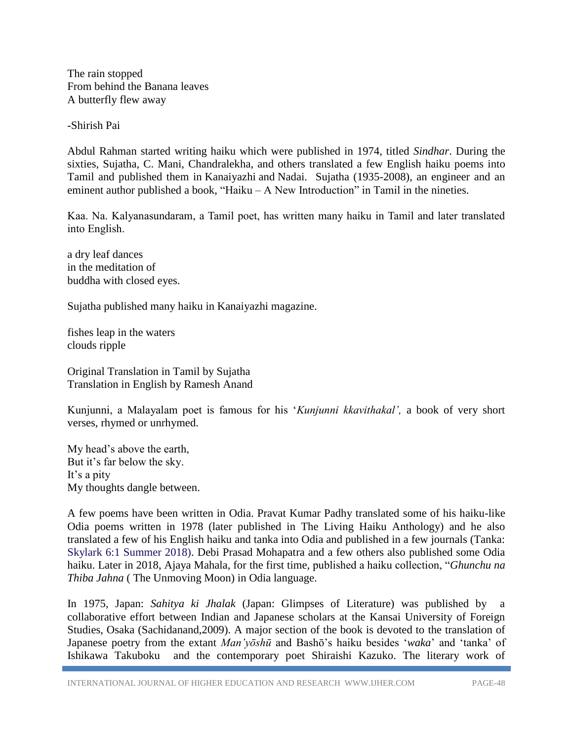The rain stopped
From behind the Banana leaves
A butterfly flew away

-Shirish Pai

Abdul Rahman started writing haiku which were published in 1974, titled *Sindhar*. During the sixties, Sujatha, C. Mani, Chandralekha, and others translated a few English haiku poems into Tamil and published them in Kanaiyazhi and Nadai. Sujatha (1935-2008), an engineer and an eminent author published a book, "Haiku – A New Introduction" in Tamil in the nineties.

Kaa. Na. Kalyanasundaram, a Tamil poet, has written many haiku in Tamil and later translated into English.

a dry leaf dances
in the meditation of
buddha with closed eyes.

Sujatha published many haiku in Kanaiyazhi magazine.

fishes leap in the waters
clouds ripple

Original Translation in Tamil by Sujatha
Translation in English by Ramesh Anand

Kunjunni, a Malayalam poet is famous for his '*Kunjunni kkavithakal',* a book of very short verses, rhymed or unrhymed.

My head's above the earth,
But it's far below the sky.
It's a pity
My thoughts dangle between.

A few poems have been written in Odia. Pravat Kumar Padhy translated some of his haiku-like Odia poems written in 1978 (later published in The Living Haiku Anthology) and he also translated a few of his English haiku and tanka into Odia and published in a few journals (Tanka: Skylark 6:1 Summer 2018). Debi Prasad Mohapatra and a few others also published some Odia haiku. Later in 2018, Ajaya Mahala, for the first time, published a haiku collection, "*Ghunchu na Thiba Jahna* ( The Unmoving Moon) in Odia language.

In 1975, Japan: *Sahitya ki Jhalak* (Japan: Glimpses of Literature) was published by a collaborative effort between Indian and Japanese scholars at the Kansai University of Foreign Studies, Osaka (Sachidanand,2009). A major section of the book is devoted to the translation of Japanese poetry from the extant *Man'yōshū* and Bashō's haiku besides '*waka*' and 'tanka' of Ishikawa Takuboku and the contemporary poet Shiraishi Kazuko. The literary work of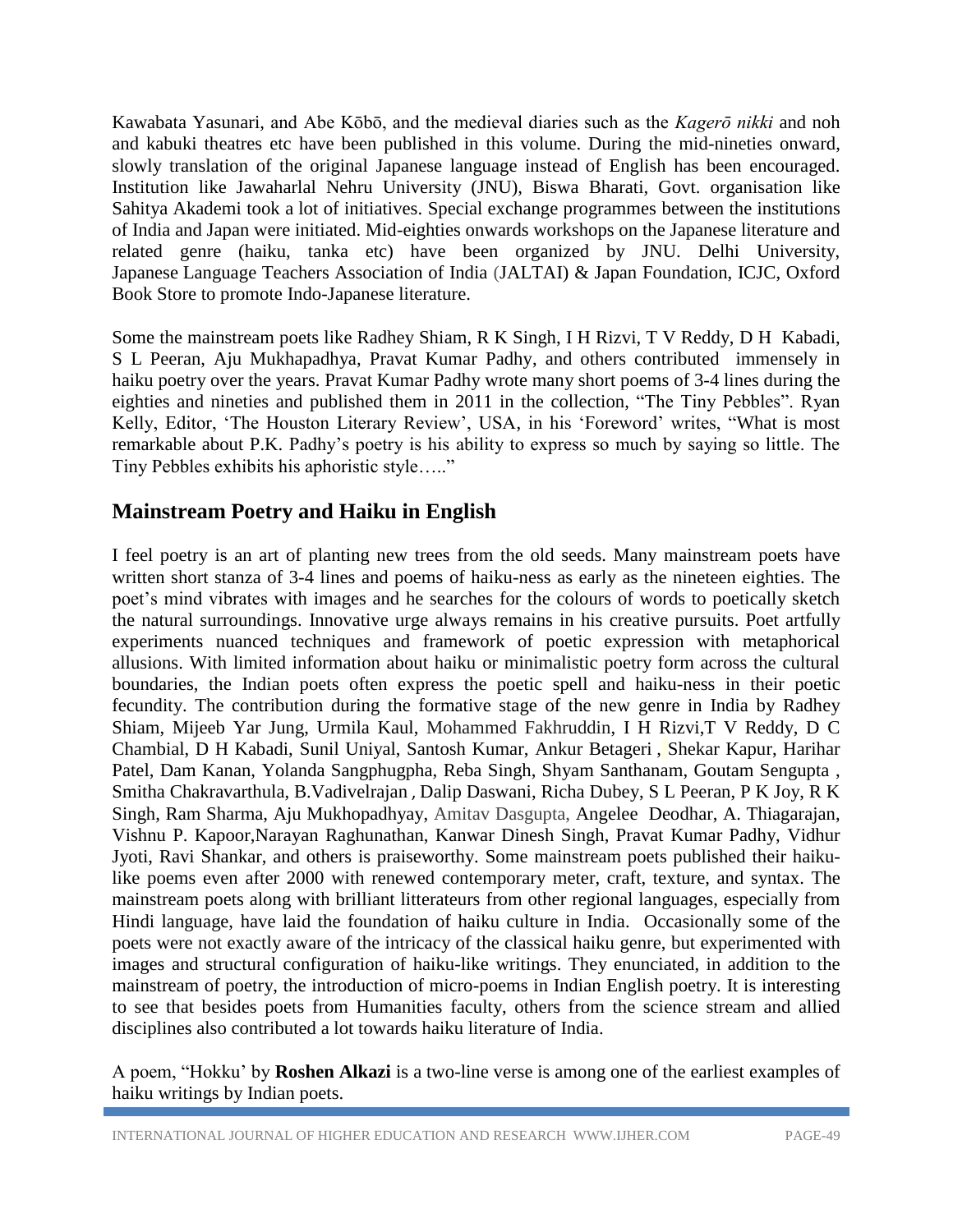Kawabata Yasunari, and Abe Kōbō, and the medieval diaries such as the *Kagerō nikki* and noh and kabuki theatres etc have been published in this volume. During the mid-nineties onward, slowly translation of the original Japanese language instead of English has been encouraged. Institution like Jawaharlal Nehru University (JNU), Biswa Bharati, Govt. organisation like Sahitya Akademi took a lot of initiatives. Special exchange programmes between the institutions of India and Japan were initiated. Mid-eighties onwards workshops on the Japanese literature and related genre (haiku, tanka etc) have been organized by JNU. Delhi University, Japanese Language Teachers Association of India (JALTAI) & Japan Foundation, ICJC, Oxford Book Store to promote Indo-Japanese literature.

Some the mainstream poets like Radhey Shiam, R K Singh, I H Rizvi, T V Reddy, D H Kabadi, S L Peeran, Aju Mukhapadhya, Pravat Kumar Padhy, and others contributed immensely in haiku poetry over the years. Pravat Kumar Padhy wrote many short poems of 3-4 lines during the eighties and nineties and published them in 2011 in the collection, "The Tiny Pebbles". Ryan Kelly, Editor, 'The Houston Literary Review', USA, in his 'Foreword' writes, "What is most remarkable about P.K. Padhy's poetry is his ability to express so much by saying so little. The Tiny Pebbles exhibits his aphoristic style….."

## Mainstream Poetry and Haiku in English

I feel poetry is an art of planting new trees from the old seeds. Many mainstream poets have written short stanza of 3-4 lines and poems of haiku-ness as early as the nineteen eighties. The poet's mind vibrates with images and he searches for the colours of words to poetically sketch the natural surroundings. Innovative urge always remains in his creative pursuits. Poet artfully experiments nuanced techniques and framework of poetic expression with metaphorical allusions. With limited information about haiku or minimalistic poetry form across the cultural boundaries, the Indian poets often express the poetic spell and haiku-ness in their poetic fecundity. The contribution during the formative stage of the new genre in India by Radhey Shiam, Mijeeb Yar Jung, Urmila Kaul, Mohammed Fakhruddin, I H Rizvi,T V Reddy, D C Chambial, D H Kabadi, Sunil Uniyal, Santosh Kumar, Ankur Betageri , Shekar Kapur, Harihar Patel, Dam Kanan, Yolanda Sangphugpha, Reba Singh, Shyam Santhanam, Goutam Sengupta , Smitha Chakravarthula, B.Vadivelrajan , Dalip Daswani, Richa Dubey, S L Peeran, P K Joy, R K Singh, Ram Sharma, Aju Mukhopadhyay, Amitav Dasgupta, Angelee Deodhar, A. Thiagarajan, Vishnu P. Kapoor,Narayan Raghunathan, Kanwar Dinesh Singh, Pravat Kumar Padhy, Vidhur Jyoti, Ravi Shankar, and others is praiseworthy. Some mainstream poets published their haiku-like poems even after 2000 with renewed contemporary meter, craft, texture, and syntax. The mainstream poets along with brilliant litterateurs from other regional languages, especially from Hindi language, have laid the foundation of haiku culture in India. Occasionally some of the poets were not exactly aware of the intricacy of the classical haiku genre, but experimented with images and structural configuration of haiku-like writings. They enunciated, in addition to the mainstream of poetry, the introduction of micro-poems in Indian English poetry. It is interesting to see that besides poets from Humanities faculty, others from the science stream and allied disciplines also contributed a lot towards haiku literature of India.

A poem, "Hokku' by **Roshen Alkazi** is a two-line verse is among one of the earliest examples of haiku writings by Indian poets.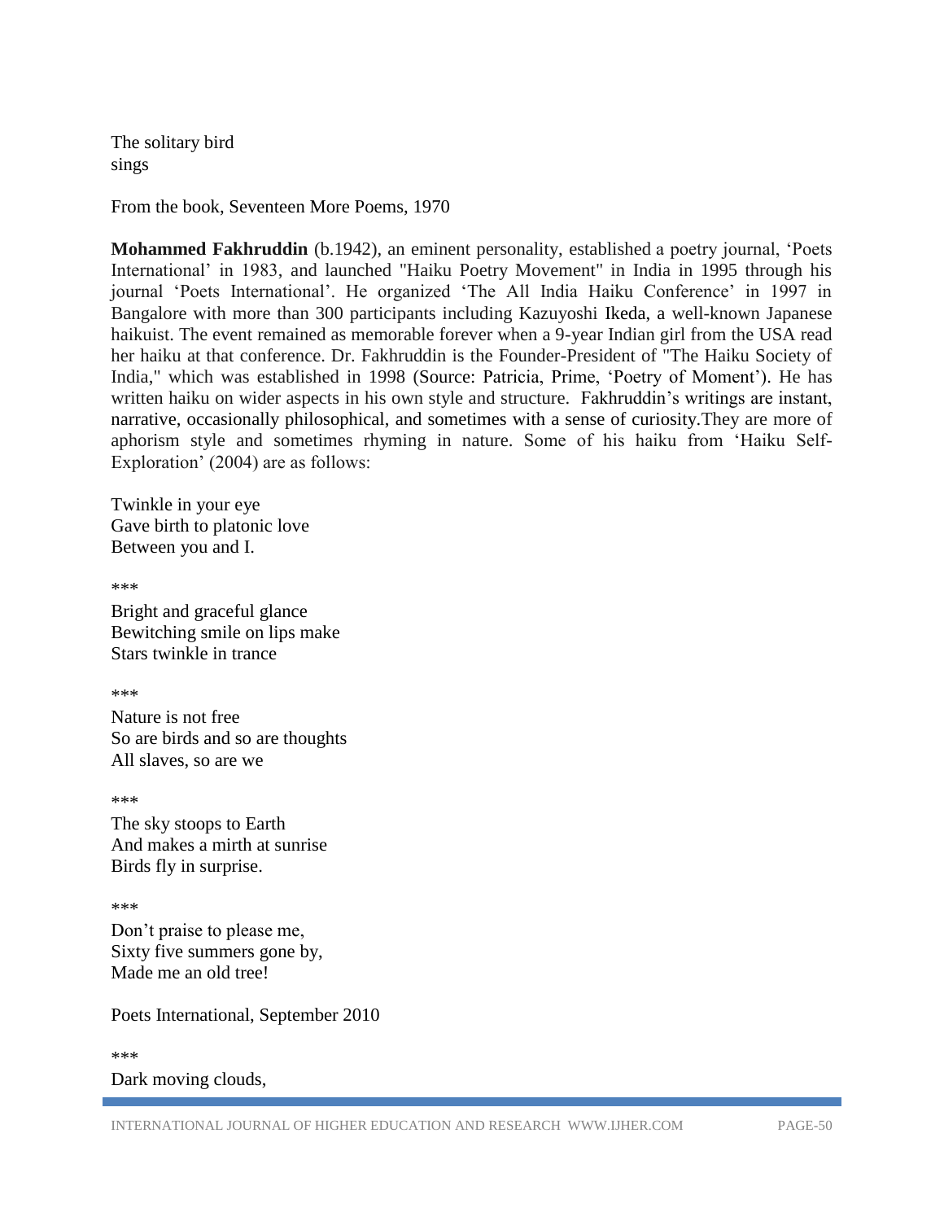The solitary bird
sings

From the book, Seventeen More Poems, 1970

**Mohammed Fakhruddin** (b.1942), an eminent personality, established a poetry journal, 'Poets International' in 1983, and launched "Haiku Poetry Movement" in India in 1995 through his journal 'Poets International'. He organized 'The All India Haiku Conference' in 1997 in Bangalore with more than 300 participants including Kazuyoshi Ikeda, a well-known Japanese haikuist. The event remained as memorable forever when a 9-year Indian girl from the USA read her haiku at that conference. Dr. Fakhruddin is the Founder-President of "The Haiku Society of India," which was established in 1998 (Source: Patricia, Prime, 'Poetry of Moment'). He has written haiku on wider aspects in his own style and structure. Fakhruddin's writings are instant, narrative, occasionally philosophical, and sometimes with a sense of curiosity.They are more of aphorism style and sometimes rhyming in nature. Some of his haiku from 'Haiku Self-Exploration' (2004) are as follows:

Twinkle in your eye
Gave birth to platonic love
Between you and I.

***

Bright and graceful glance
Bewitching smile on lips make
Stars twinkle in trance

***

Nature is not free
So are birds and so are thoughts
All slaves, so are we

***

The sky stoops to Earth
And makes a mirth at sunrise
Birds fly in surprise.

***

Don't praise to please me,
Sixty five summers gone by,
Made me an old tree!

Poets International, September 2010

***

Dark moving clouds,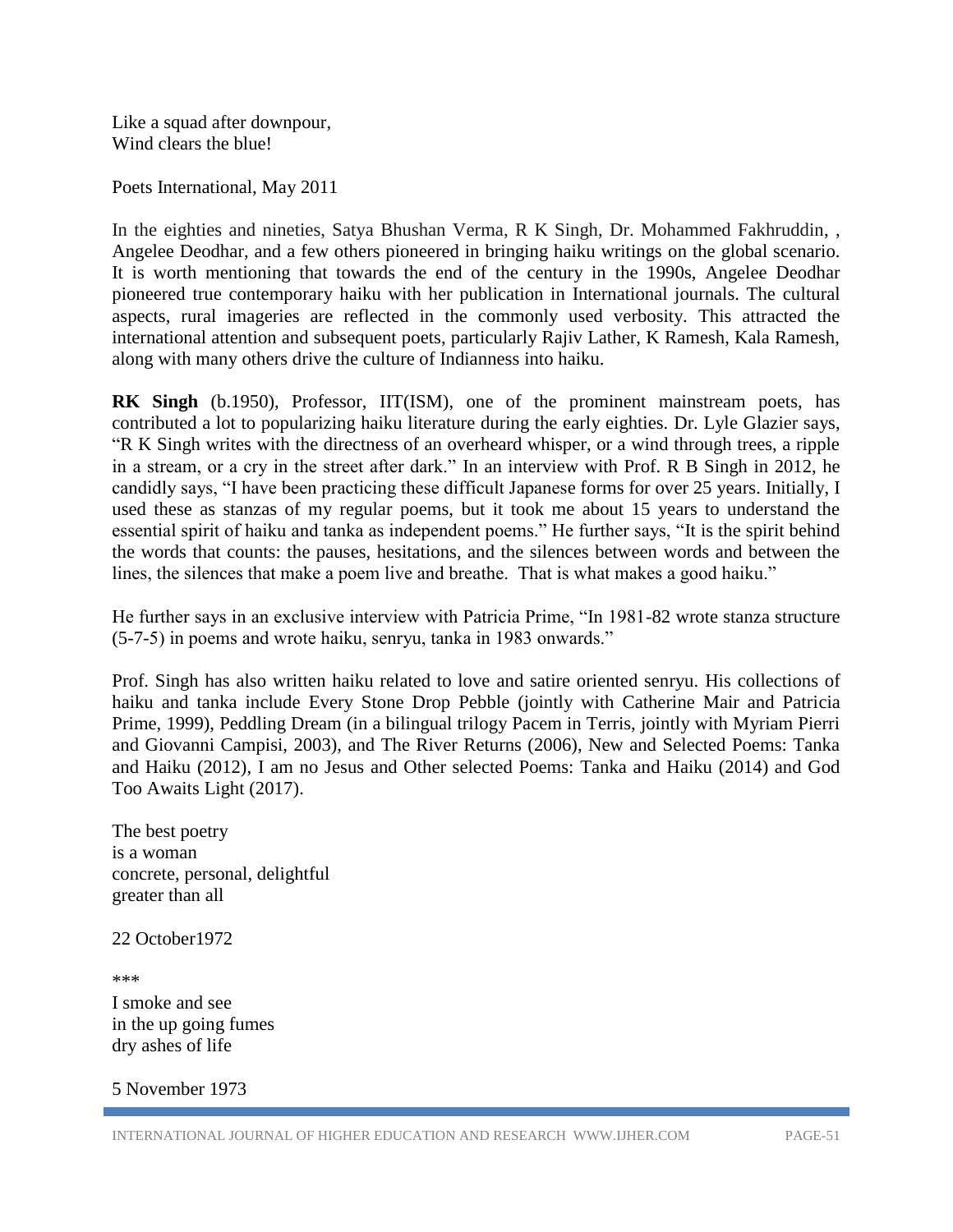Like a squad after downpour,
Wind clears the blue!

Poets International, May 2011

In the eighties and nineties, Satya Bhushan Verma, R K Singh, Dr. Mohammed Fakhruddin, , Angelee Deodhar, and a few others pioneered in bringing haiku writings on the global scenario. It is worth mentioning that towards the end of the century in the 1990s, Angelee Deodhar pioneered true contemporary haiku with her publication in International journals. The cultural aspects, rural imageries are reflected in the commonly used verbosity. This attracted the international attention and subsequent poets, particularly Rajiv Lather, K Ramesh, Kala Ramesh, along with many others drive the culture of Indianness into haiku.

**RK Singh** (b.1950), Professor, IIT(ISM), one of the prominent mainstream poets, has contributed a lot to popularizing haiku literature during the early eighties. Dr. Lyle Glazier says, "R K Singh writes with the directness of an overheard whisper, or a wind through trees, a ripple in a stream, or a cry in the street after dark." In an interview with Prof. R B Singh in 2012, he candidly says, "I have been practicing these difficult Japanese forms for over 25 years. Initially, I used these as stanzas of my regular poems, but it took me about 15 years to understand the essential spirit of haiku and tanka as independent poems." He further says, "It is the spirit behind the words that counts: the pauses, hesitations, and the silences between words and between the lines, the silences that make a poem live and breathe. That is what makes a good haiku."

He further says in an exclusive interview with Patricia Prime, "In 1981-82 wrote stanza structure (5-7-5) in poems and wrote haiku, senryu, tanka in 1983 onwards."

Prof. Singh has also written haiku related to love and satire oriented senryu. His collections of haiku and tanka include Every Stone Drop Pebble (jointly with Catherine Mair and Patricia Prime, 1999), Peddling Dream (in a bilingual trilogy Pacem in Terris, jointly with Myriam Pierri and Giovanni Campisi, 2003), and The River Returns (2006), New and Selected Poems: Tanka and Haiku (2012), I am no Jesus and Other selected Poems: Tanka and Haiku (2014) and God Too Awaits Light (2017).

The best poetry
is a woman
concrete, personal, delightful
greater than all

22 October1972

***

I smoke and see
in the up going fumes
dry ashes of life

5 November 1973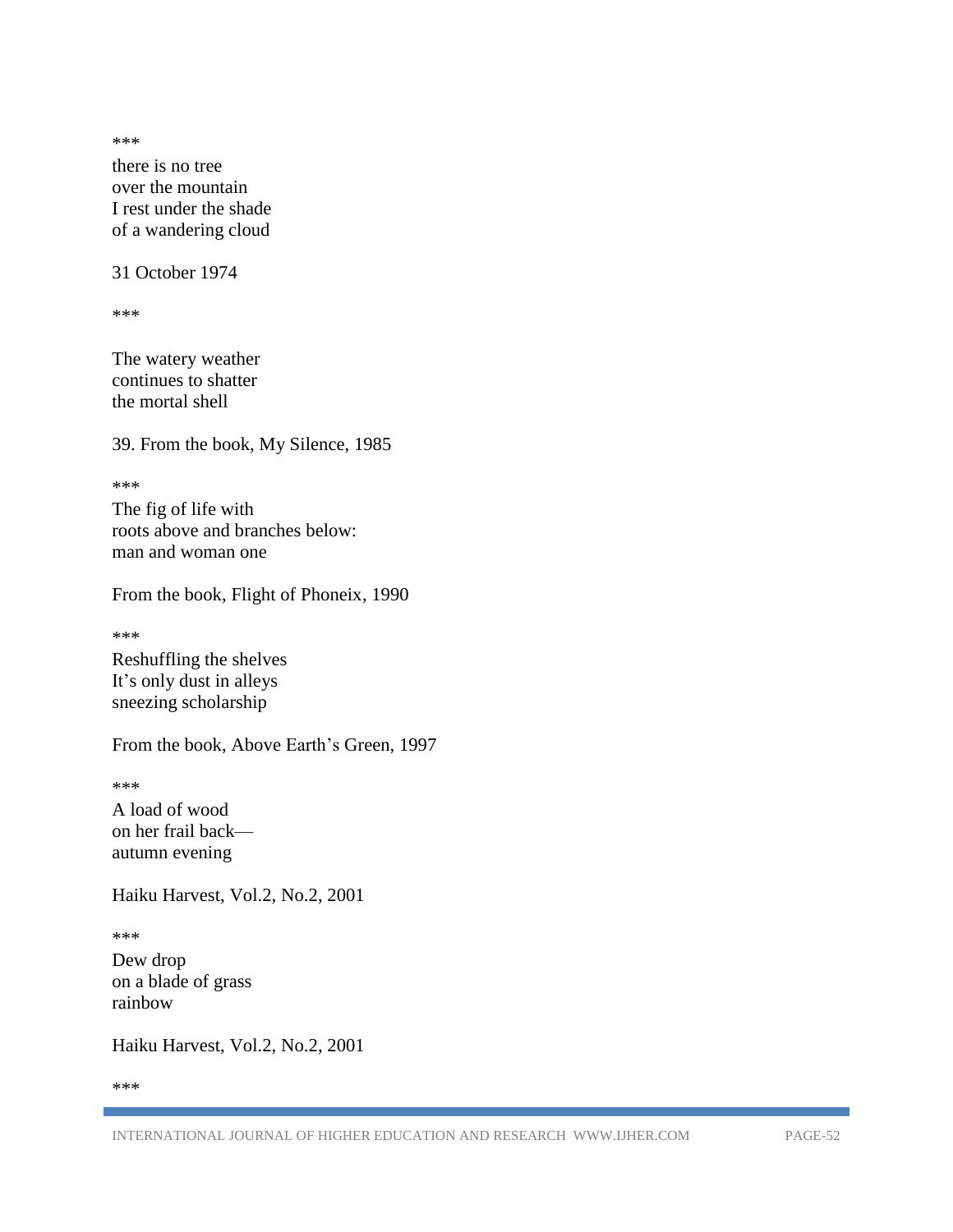***

there is no tree
over the mountain
I rest under the shade
of a wandering cloud

31 October 1974

***

The watery weather
continues to shatter
the mortal shell

39. From the book, My Silence, 1985

***

The fig of life with
roots above and branches below:
man and woman one

From the book, Flight of Phoneix, 1990

***

Reshuffling the shelves
It's only dust in alleys
sneezing scholarship

From the book, Above Earth's Green, 1997

***

A load of wood
on her frail back—
autumn evening

Haiku Harvest, Vol.2, No.2, 2001

***

Dew drop
on a blade of grass
rainbow

Haiku Harvest, Vol.2, No.2, 2001

***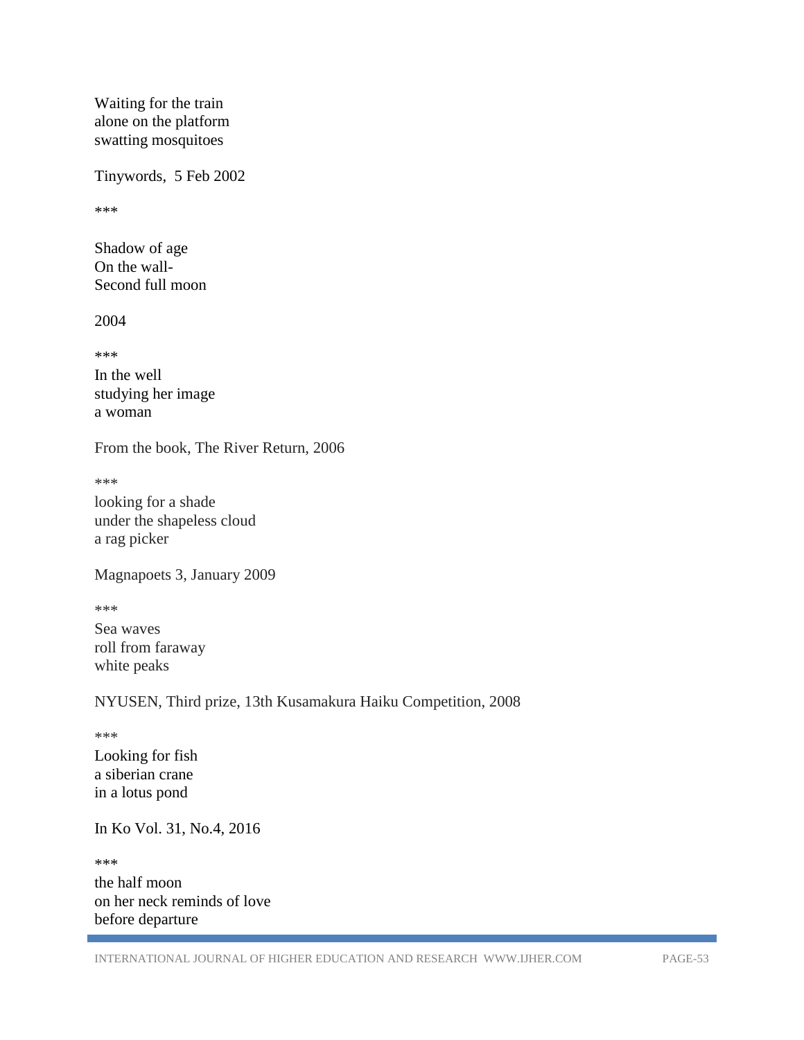Waiting for the train
alone on the platform
swatting mosquitoes

Tinywords, 5 Feb 2002

***

Shadow of age
On the wall-
Second full moon

2004

***

In the well
studying her image
a woman

From the book, The River Return, 2006

***

looking for a shade
under the shapeless cloud
a rag picker

Magnapoets 3, January 2009

***

Sea waves
roll from faraway
white peaks

NYUSEN, Third prize, 13th Kusamakura Haiku Competition, 2008

***

Looking for fish
a siberian crane
in a lotus pond

In Ko Vol. 31, No.4, 2016

***

the half moon
on her neck reminds of love
before departure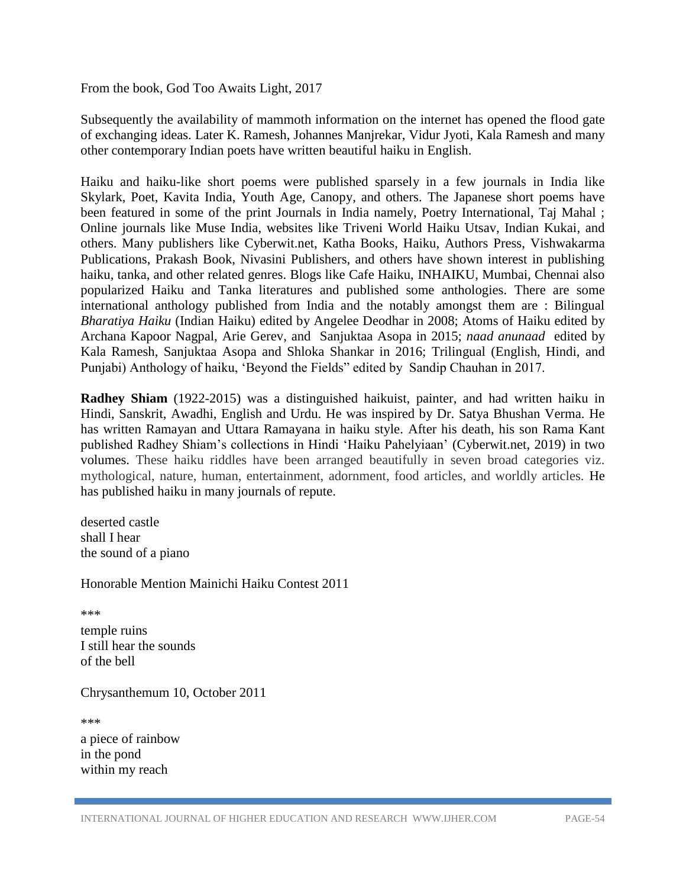From the book, God Too Awaits Light, 2017

Subsequently the availability of mammoth information on the internet has opened the flood gate of exchanging ideas. Later K. Ramesh, Johannes Manjrekar, Vidur Jyoti, Kala Ramesh and many other contemporary Indian poets have written beautiful haiku in English.

Haiku and haiku-like short poems were published sparsely in a few journals in India like Skylark, Poet, Kavita India, Youth Age, Canopy, and others. The Japanese short poems have been featured in some of the print Journals in India namely, Poetry International, Taj Mahal ; Online journals like Muse India, websites like Triveni World Haiku Utsav, Indian Kukai, and others. Many publishers like Cyberwit.net, Katha Books, Haiku, Authors Press, Vishwakarma Publications, Prakash Book, Nivasini Publishers, and others have shown interest in publishing haiku, tanka, and other related genres. Blogs like Cafe Haiku, INHAIKU, Mumbai, Chennai also popularized Haiku and Tanka literatures and published some anthologies. There are some international anthology published from India and the notably amongst them are : Bilingual *Bharatiya Haiku* (Indian Haiku) edited by Angelee Deodhar in 2008; Atoms of Haiku edited by Archana Kapoor Nagpal, Arie Gerev, and Sanjuktaa Asopa in 2015; *naad anunaad* edited by Kala Ramesh, Sanjuktaa Asopa and Shloka Shankar in 2016; Trilingual (English, Hindi, and Punjabi) Anthology of haiku, 'Beyond the Fields" edited by Sandip Chauhan in 2017.

**Radhey Shiam** (1922-2015) was a distinguished haikuist, painter, and had written haiku in Hindi, Sanskrit, Awadhi, English and Urdu. He was inspired by Dr. Satya Bhushan Verma. He has written Ramayan and Uttara Ramayana in haiku style. After his death, his son Rama Kant published Radhey Shiam's collections in Hindi 'Haiku Pahelyiaan' (Cyberwit.net, 2019) in two volumes. These haiku riddles have been arranged beautifully in seven broad categories viz. mythological, nature, human, entertainment, adornment, food articles, and worldly articles. He has published haiku in many journals of repute.

deserted castle
shall I hear
the sound of a piano

Honorable Mention Mainichi Haiku Contest 2011

***

temple ruins
I still hear the sounds
of the bell

Chrysanthemum 10, October 2011

***

a piece of rainbow
in the pond
within my reach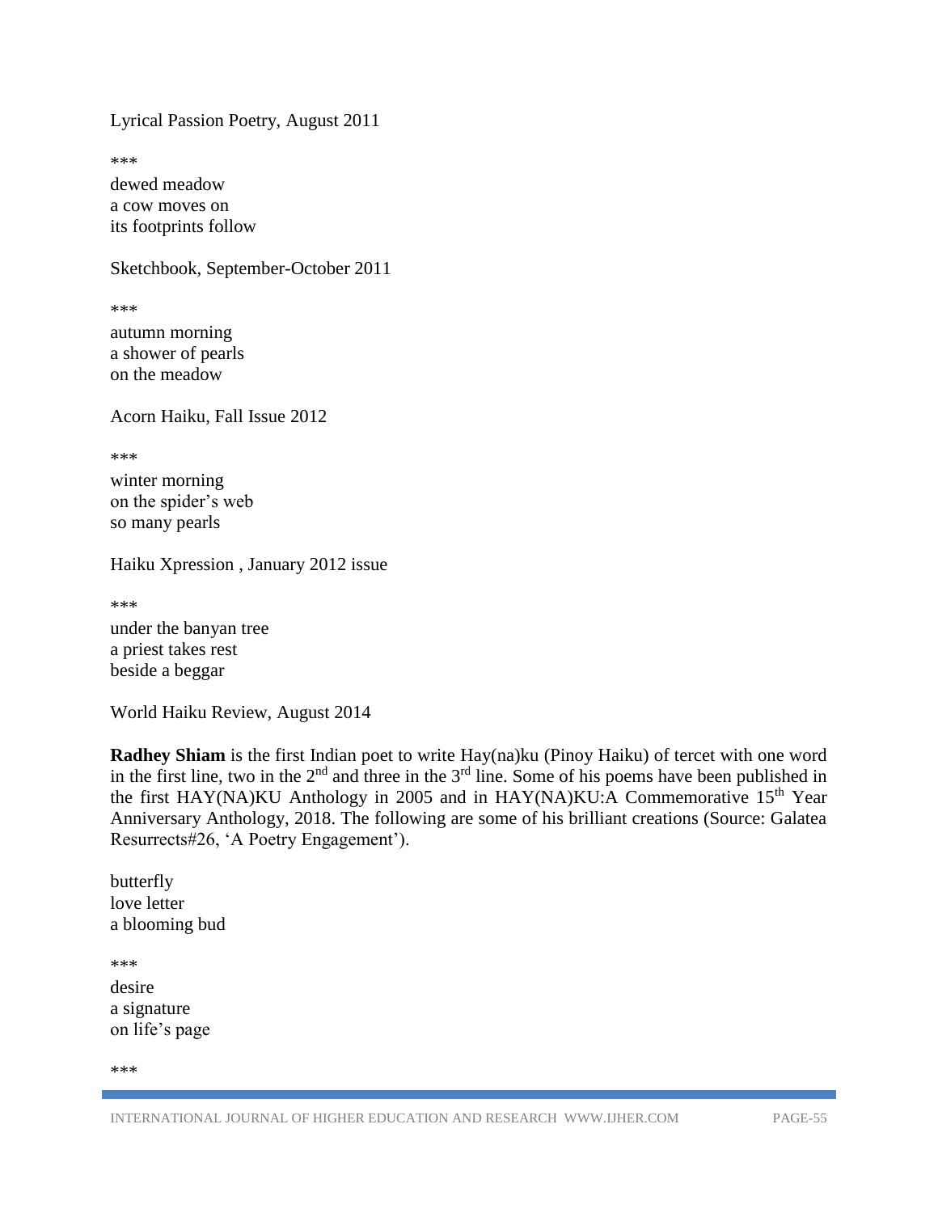Lyrical Passion Poetry, August 2011

***

dewed meadow
a cow moves on
its footprints follow

Sketchbook, September-October 2011

***

autumn morning
a shower of pearls
on the meadow

Acorn Haiku, Fall Issue 2012

***

winter morning
on the spider's web
so many pearls

Haiku Xpression , January 2012 issue

***

under the banyan tree
a priest takes rest
beside a beggar

World Haiku Review, August 2014

**Radhey Shiam** is the first Indian poet to write Hay(na)ku (Pinoy Haiku) of tercet with one word in the first line, two in the 2nd and three in the 3rd line. Some of his poems have been published in the first HAY(NA)KU Anthology in 2005 and in HAY(NA)KU:A Commemorative 15th Year Anniversary Anthology, 2018. The following are some of his brilliant creations (Source: Galatea Resurrects#26, 'A Poetry Engagement').

butterfly
love letter
a blooming bud

***

desire
a signature
on life's page

***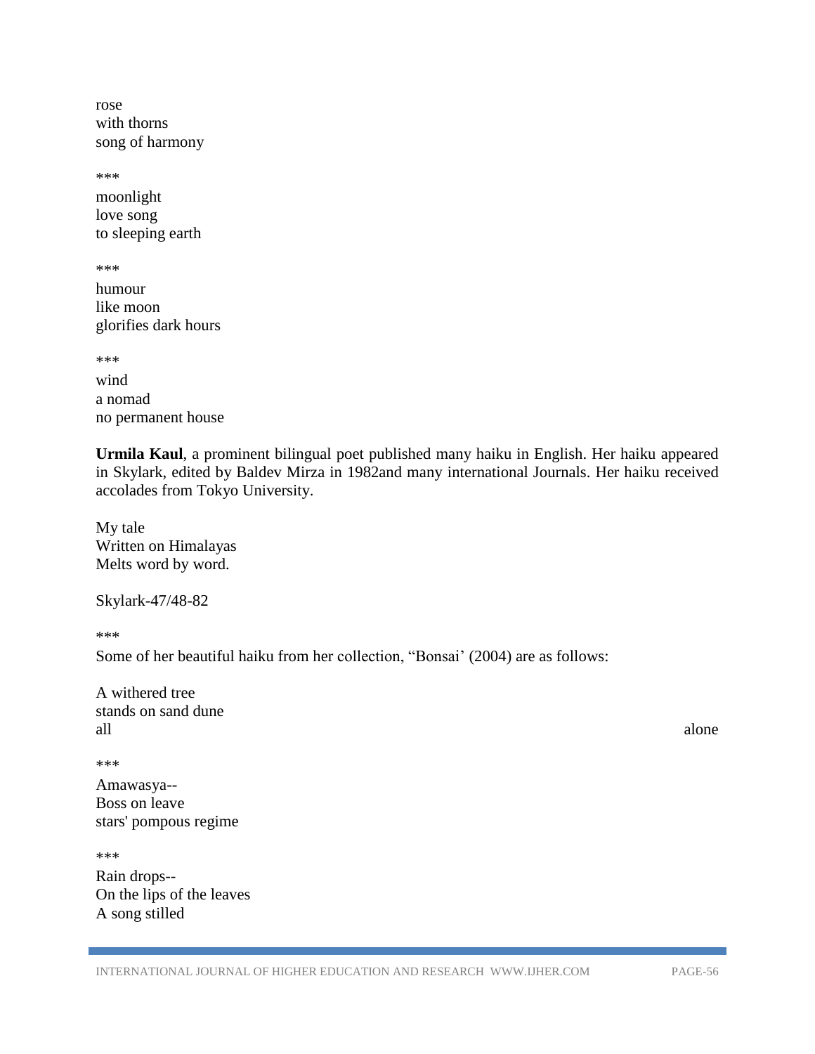rose  
with thorns  
song of harmony

***

moonlight  
love song  
to sleeping earth

***

humour  
like moon  
glorifies dark hours

***

wind  
a nomad  
no permanent house

**Urmila Kaul**, a prominent bilingual poet published many haiku in English. Her haiku appeared in Skylark, edited by Baldev Mirza in 1982and many international Journals. Her haiku received accolades from Tokyo University.

My tale  
Written on Himalayas  
Melts word by word.

Skylark-47/48-82

***

Some of her beautiful haiku from her collection, "Bonsai' (2004) are as follows:

A withered tree  
stands on sand dune  
all alone

***

Amawasya--  
Boss on leave  
stars' pompous regime

***

Rain drops--  
On the lips of the leaves  
A song stilled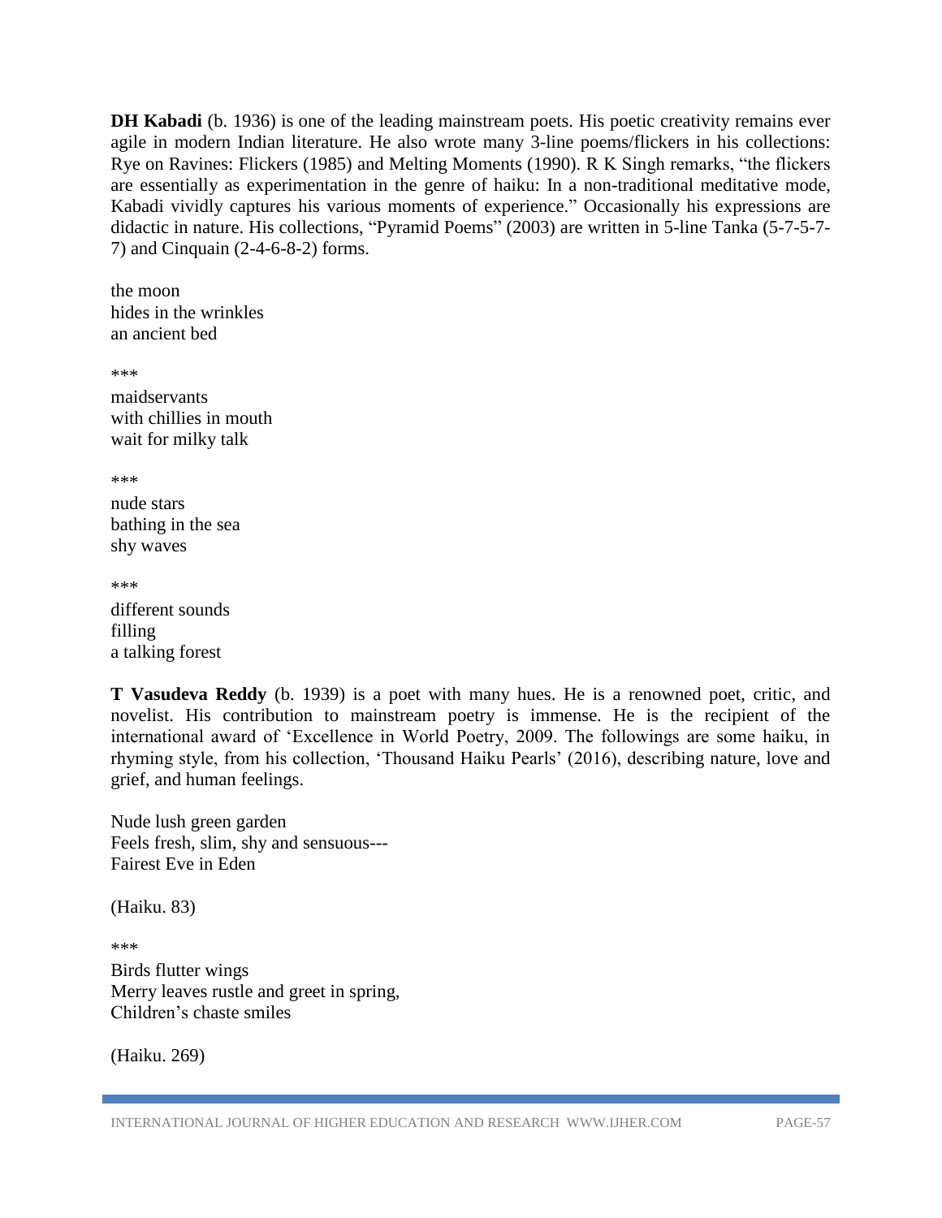**DH Kabadi** (b. 1936) is one of the leading mainstream poets. His poetic creativity remains ever agile in modern Indian literature. He also wrote many 3-line poems/flickers in his collections: Rye on Ravines: Flickers (1985) and Melting Moments (1990). R K Singh remarks, "the flickers are essentially as experimentation in the genre of haiku: In a non-traditional meditative mode, Kabadi vividly captures his various moments of experience." Occasionally his expressions are didactic in nature. His collections, "Pyramid Poems" (2003) are written in 5-line Tanka (5-7-5-7-7) and Cinquain (2-4-6-8-2) forms.

the moon  
hides in the wrinkles  
an ancient bed

***

maidservants  
with chillies in mouth  
wait for milky talk

***

nude stars  
bathing in the sea  
shy waves

***

different sounds  
filling  
a talking forest

**T Vasudeva Reddy** (b. 1939) is a poet with many hues. He is a renowned poet, critic, and novelist. His contribution to mainstream poetry is immense. He is the recipient of the international award of 'Excellence in World Poetry, 2009. The followings are some haiku, in rhyming style, from his collection, 'Thousand Haiku Pearls' (2016), describing nature, love and grief, and human feelings.

Nude lush green garden  
Feels fresh, slim, shy and sensuous---  
Fairest Eve in Eden

(Haiku. 83)

***

Birds flutter wings  
Merry leaves rustle and greet in spring,  
Children's chaste smiles

(Haiku. 269)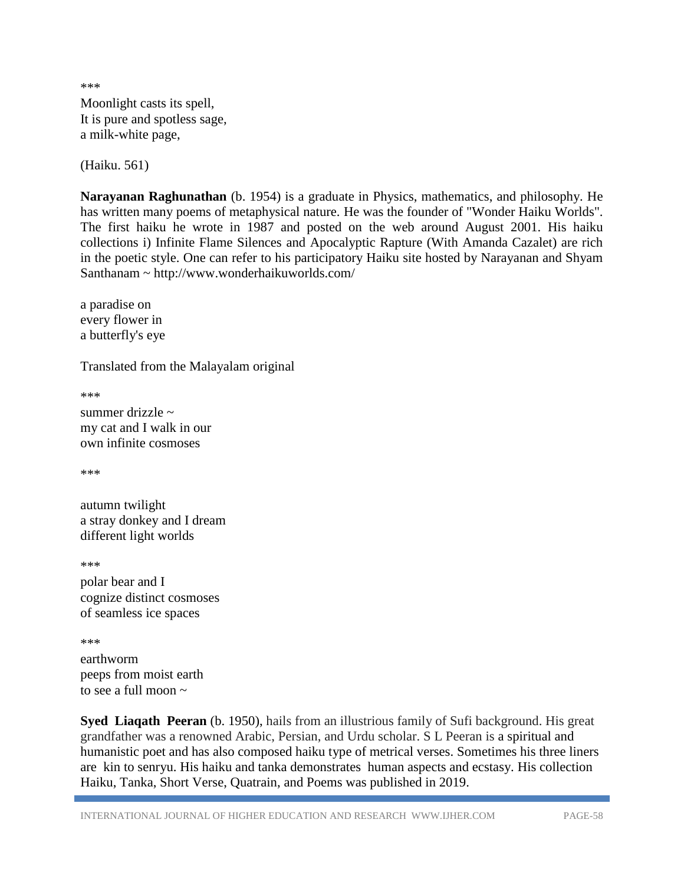***

Moonlight casts its spell,
It is pure and spotless sage,
a milk-white page,

(Haiku. 561)

**Narayanan Raghunathan** (b. 1954) is a graduate in Physics, mathematics, and philosophy. He has written many poems of metaphysical nature. He was the founder of "Wonder Haiku Worlds". The first haiku he wrote in 1987 and posted on the web around August 2001. His haiku collections i) Infinite Flame Silences and Apocalyptic Rapture (With Amanda Cazalet) are rich in the poetic style. One can refer to his participatory Haiku site hosted by Narayanan and Shyam Santhanam ~ http://www.wonderhaikuworlds.com/

a paradise on
every flower in
a butterfly's eye

Translated from the Malayalam original

***

summer drizzle ~
my cat and I walk in our
own infinite cosmoses

***

autumn twilight
a stray donkey and I dream
different light worlds

***

polar bear and I
cognize distinct cosmoses
of seamless ice spaces

***

earthworm
peeps from moist earth
to see a full moon ~

**Syed Liaqath Peeran** (b. 1950), hails from an illustrious family of Sufi background. His great grandfather was a renowned Arabic, Persian, and Urdu scholar. S L Peeran is a spiritual and humanistic poet and has also composed haiku type of metrical verses. Sometimes his three liners are kin to senryu. His haiku and tanka demonstrates human aspects and ecstasy. His collection Haiku, Tanka, Short Verse, Quatrain, and Poems was published in 2019.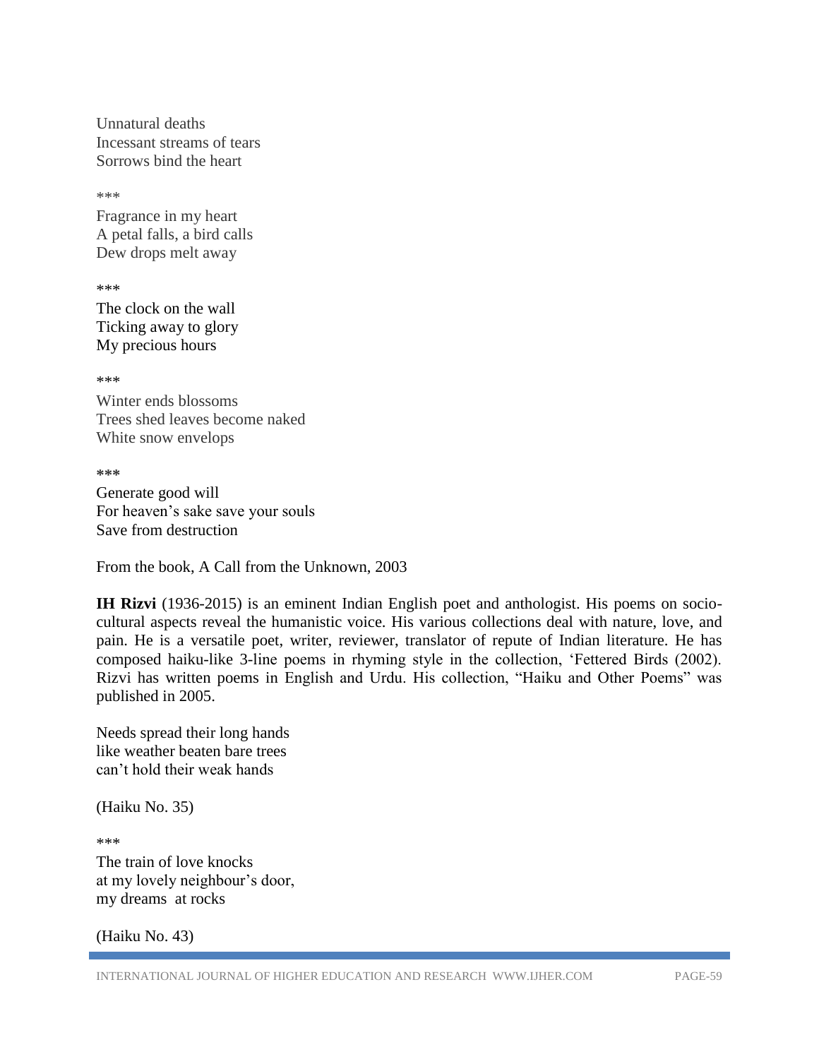Unnatural deaths  
Incessant streams of tears  
Sorrows bind the heart

***

Fragrance in my heart  
A petal falls, a bird calls  
Dew drops melt away

***

The clock on the wall  
Ticking away to glory  
My precious hours

***

Winter ends blossoms  
Trees shed leaves become naked  
White snow envelops

***

Generate good will  
For heaven's sake save your souls  
Save from destruction

From the book, A Call from the Unknown, 2003

**IH Rizvi** (1936-2015) is an eminent Indian English poet and anthologist. His poems on socio-cultural aspects reveal the humanistic voice. His various collections deal with nature, love, and pain. He is a versatile poet, writer, reviewer, translator of repute of Indian literature. He has composed haiku-like 3-line poems in rhyming style in the collection, 'Fettered Birds (2002). Rizvi has written poems in English and Urdu. His collection, "Haiku and Other Poems" was published in 2005.

Needs spread their long hands  
like weather beaten bare trees  
can't hold their weak hands

(Haiku No. 35)

***

The train of love knocks  
at my lovely neighbour's door,  
my dreams  at rocks

(Haiku No. 43)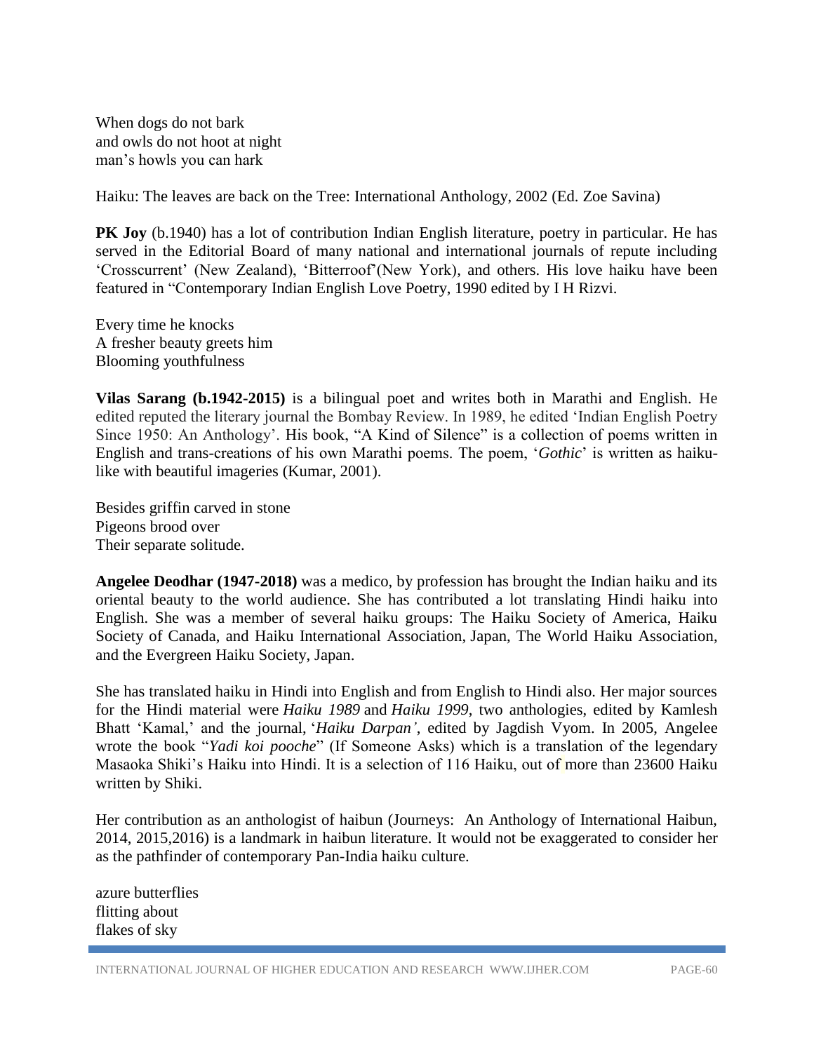When dogs do not bark
and owls do not hoot at night
man's howls you can hark

Haiku: The leaves are back on the Tree: International Anthology, 2002 (Ed. Zoe Savina)

**PK Joy** (b.1940) has a lot of contribution Indian English literature, poetry in particular. He has served in the Editorial Board of many national and international journals of repute including 'Crosscurrent' (New Zealand), 'Bitterroof'(New York), and others. His love haiku have been featured in "Contemporary Indian English Love Poetry, 1990 edited by I H Rizvi.

Every time he knocks
A fresher beauty greets him
Blooming youthfulness

**Vilas Sarang (b.1942-2015)** is a bilingual poet and writes both in Marathi and English. He edited reputed the literary journal the Bombay Review. In 1989, he edited 'Indian English Poetry Since 1950: An Anthology'. His book, "A Kind of Silence" is a collection of poems written in English and trans-creations of his own Marathi poems. The poem, '*Gothic*' is written as haiku-like with beautiful imageries (Kumar, 2001).

Besides griffin carved in stone
Pigeons brood over
Their separate solitude.

**Angelee Deodhar (1947-2018)** was a medico, by profession has brought the Indian haiku and its oriental beauty to the world audience. She has contributed a lot translating Hindi haiku into English. She was a member of several haiku groups: The Haiku Society of America, Haiku Society of Canada, and Haiku International Association, Japan, The World Haiku Association, and the Evergreen Haiku Society, Japan.

She has translated haiku in Hindi into English and from English to Hindi also. Her major sources for the Hindi material were *Haiku 1989* and *Haiku 1999*, two anthologies, edited by Kamlesh Bhatt 'Kamal,' and the journal, '*Haiku Darpan'*, edited by Jagdish Vyom. In 2005, Angelee wrote the book "*Yadi koi pooche*" (If Someone Asks) which is a translation of the legendary Masaoka Shiki's Haiku into Hindi. It is a selection of 116 Haiku, out of more than 23600 Haiku written by Shiki.

Her contribution as an anthologist of haibun (Journeys: An Anthology of International Haibun, 2014, 2015,2016) is a landmark in haibun literature. It would not be exaggerated to consider her as the pathfinder of contemporary Pan-India haiku culture.

azure butterflies
flitting about
flakes of sky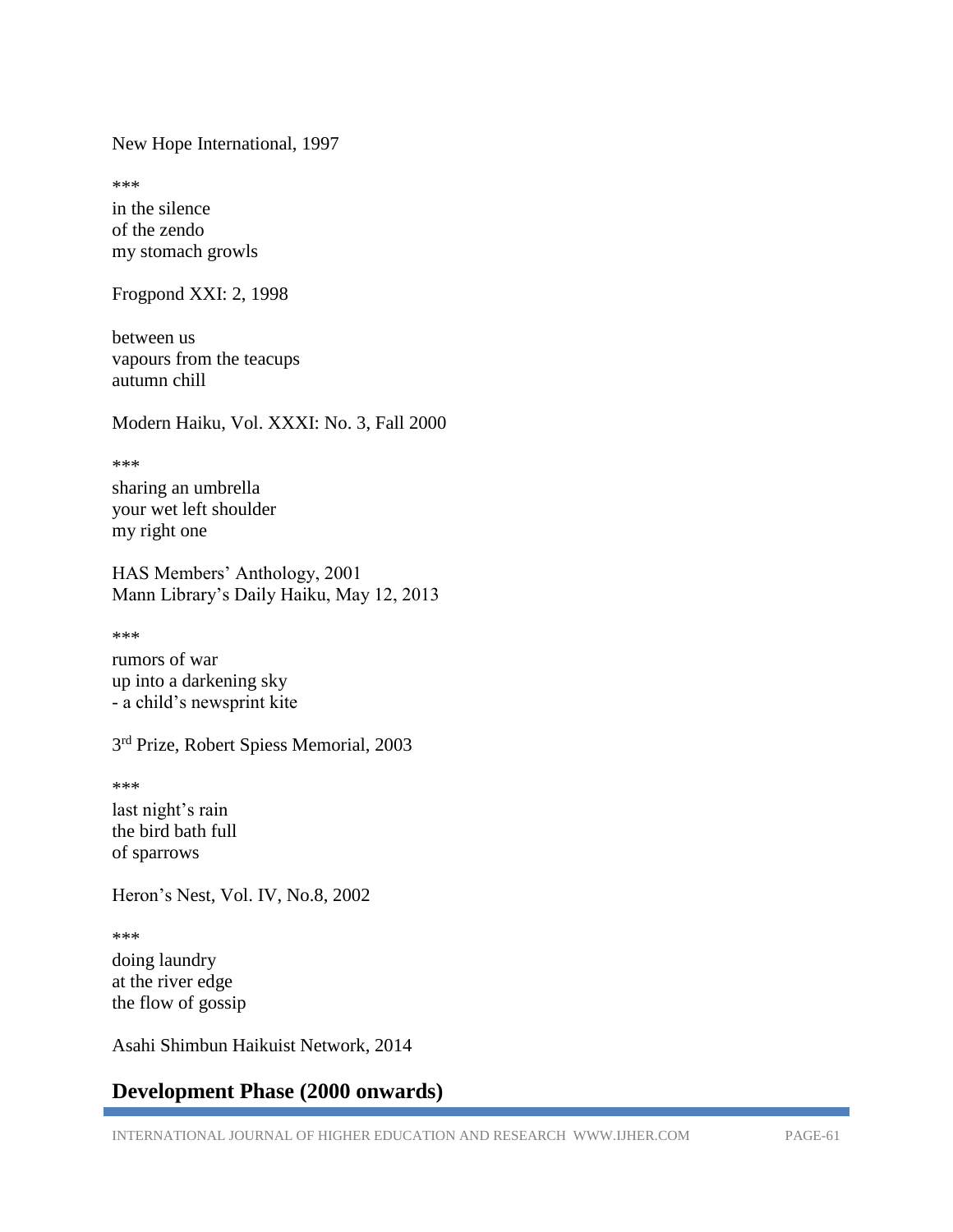New Hope International, 1997

***

in the silence
of the zendo
my stomach growls

Frogpond XXI: 2, 1998

between us
vapours from the teacups
autumn chill

Modern Haiku, Vol. XXXI: No. 3, Fall 2000

***

sharing an umbrella
your wet left shoulder
my right one

HAS Members' Anthology, 2001
Mann Library's Daily Haiku, May 12, 2013

***

rumors of war
up into a darkening sky
- a child's newsprint kite

3rd Prize, Robert Spiess Memorial, 2003

***

last night's rain
the bird bath full
of sparrows

Heron's Nest, Vol. IV, No.8, 2002

***

doing laundry
at the river edge
the flow of gossip

Asahi Shimbun Haikuist Network, 2014

## Development Phase (2000 onwards)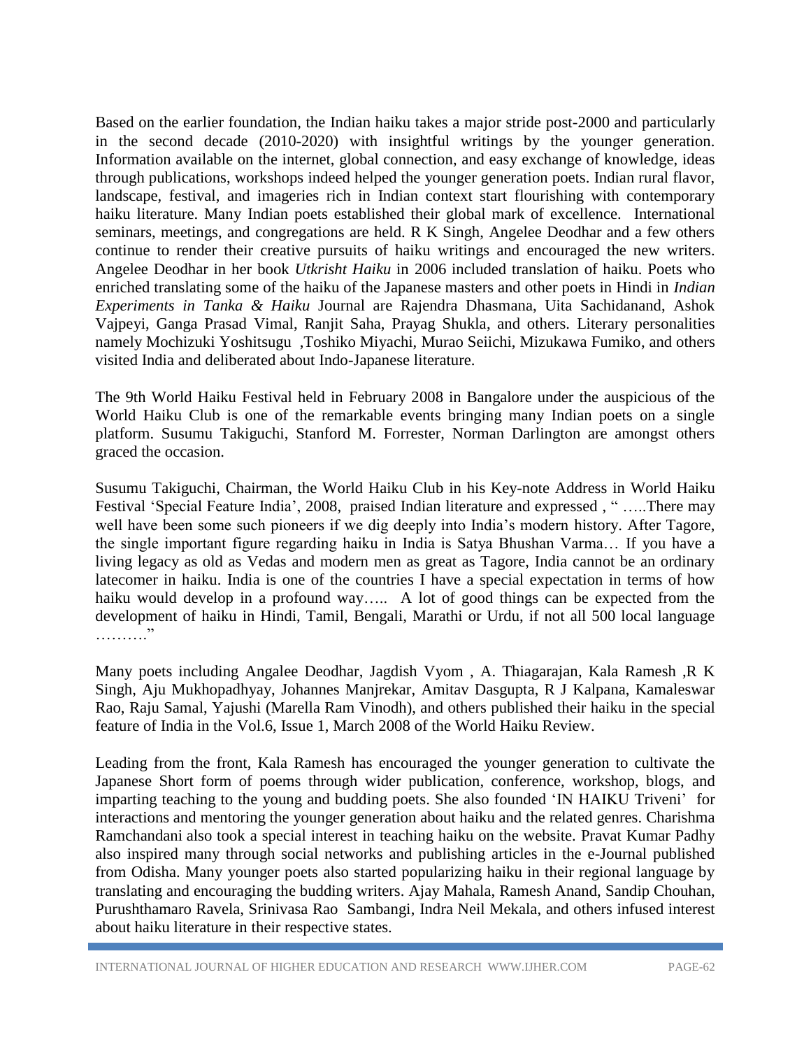Based on the earlier foundation, the Indian haiku takes a major stride post-2000 and particularly in the second decade (2010-2020) with insightful writings by the younger generation. Information available on the internet, global connection, and easy exchange of knowledge, ideas through publications, workshops indeed helped the younger generation poets. Indian rural flavor, landscape, festival, and imageries rich in Indian context start flourishing with contemporary haiku literature. Many Indian poets established their global mark of excellence. International seminars, meetings, and congregations are held. R K Singh, Angelee Deodhar and a few others continue to render their creative pursuits of haiku writings and encouraged the new writers. Angelee Deodhar in her book *Utkrisht Haiku* in 2006 included translation of haiku. Poets who enriched translating some of the haiku of the Japanese masters and other poets in Hindi in *Indian Experiments in Tanka & Haiku* Journal are Rajendra Dhasmana, Uita Sachidanand, Ashok Vajpeyi, Ganga Prasad Vimal, Ranjit Saha, Prayag Shukla, and others. Literary personalities namely Mochizuki Yoshitsugu ,Toshiko Miyachi, Murao Seiichi, Mizukawa Fumiko, and others visited India and deliberated about Indo-Japanese literature.

The 9th World Haiku Festival held in February 2008 in Bangalore under the auspicious of the World Haiku Club is one of the remarkable events bringing many Indian poets on a single platform. Susumu Takiguchi, Stanford M. Forrester, Norman Darlington are amongst others graced the occasion.

Susumu Takiguchi, Chairman, the World Haiku Club in his Key-note Address in World Haiku Festival 'Special Feature India', 2008, praised Indian literature and expressed , " …..There may well have been some such pioneers if we dig deeply into India's modern history. After Tagore, the single important figure regarding haiku in India is Satya Bhushan Varma… If you have a living legacy as old as Vedas and modern men as great as Tagore, India cannot be an ordinary latecomer in haiku. India is one of the countries I have a special expectation in terms of how haiku would develop in a profound way….. A lot of good things can be expected from the development of haiku in Hindi, Tamil, Bengali, Marathi or Urdu, if not all 500 local language ………."

Many poets including Angalee Deodhar, Jagdish Vyom , A. Thiagarajan, Kala Ramesh ,R K Singh, Aju Mukhopadhyay, Johannes Manjrekar, Amitav Dasgupta, R J Kalpana, Kamaleswar Rao, Raju Samal, Yajushi (Marella Ram Vinodh), and others published their haiku in the special feature of India in the Vol.6, Issue 1, March 2008 of the World Haiku Review.

Leading from the front, Kala Ramesh has encouraged the younger generation to cultivate the Japanese Short form of poems through wider publication, conference, workshop, blogs, and imparting teaching to the young and budding poets. She also founded 'IN HAIKU Triveni' for interactions and mentoring the younger generation about haiku and the related genres. Charishma Ramchandani also took a special interest in teaching haiku on the website. Pravat Kumar Padhy also inspired many through social networks and publishing articles in the e-Journal published from Odisha. Many younger poets also started popularizing haiku in their regional language by translating and encouraging the budding writers. Ajay Mahala, Ramesh Anand, Sandip Chouhan, Purushthamaro Ravela, Srinivasa Rao Sambangi, Indra Neil Mekala, and others infused interest about haiku literature in their respective states.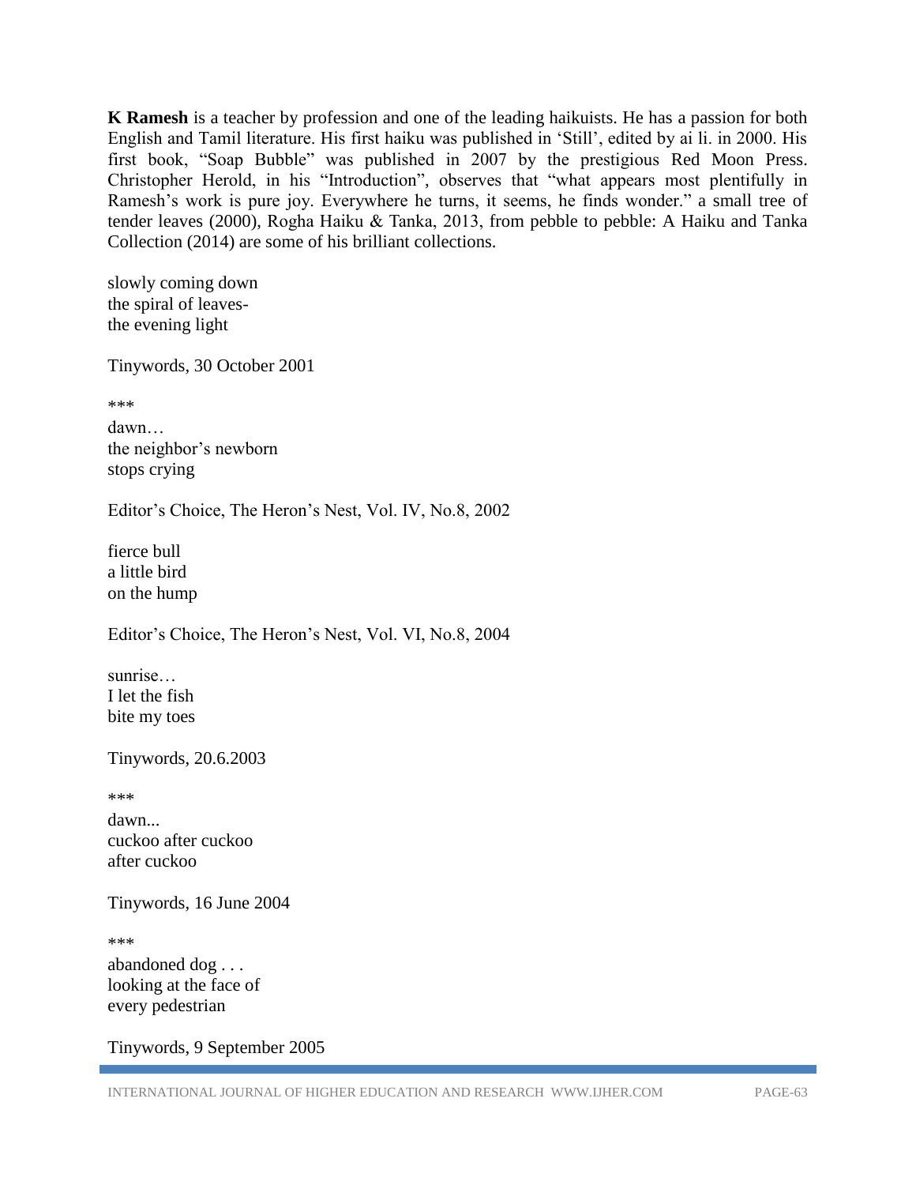**K Ramesh** is a teacher by profession and one of the leading haikuists. He has a passion for both English and Tamil literature. His first haiku was published in 'Still', edited by ai li. in 2000. His first book, "Soap Bubble" was published in 2007 by the prestigious Red Moon Press. Christopher Herold, in his "Introduction", observes that "what appears most plentifully in Ramesh's work is pure joy. Everywhere he turns, it seems, he finds wonder." a small tree of tender leaves (2000), Rogha Haiku & Tanka, 2013, from pebble to pebble: A Haiku and Tanka Collection (2014) are some of his brilliant collections.

slowly coming down  
the spiral of leaves-  
the evening light

Tinywords, 30 October 2001

***

dawn…  
the neighbor's newborn  
stops crying

Editor's Choice, The Heron's Nest, Vol. IV, No.8, 2002

fierce bull  
a little bird  
on the hump

Editor's Choice, The Heron's Nest, Vol. VI, No.8, 2004

sunrise…  
I let the fish  
bite my toes

Tinywords, 20.6.2003

***

dawn...  
cuckoo after cuckoo  
after cuckoo

Tinywords, 16 June 2004

***

abandoned dog . . .  
looking at the face of  
every pedestrian

Tinywords, 9 September 2005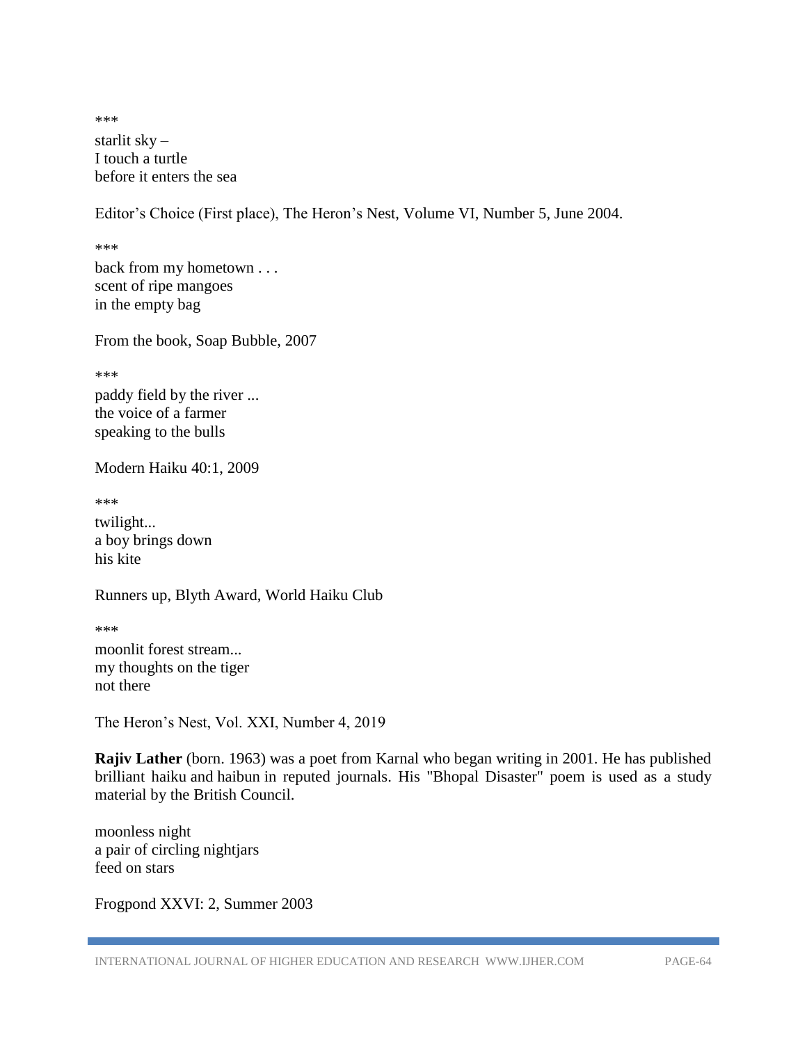***

starlit sky –  
I touch a turtle  
before it enters the sea

Editor's Choice (First place), The Heron's Nest, Volume VI, Number 5, June 2004.

***

back from my hometown . . .  
scent of ripe mangoes  
in the empty bag

From the book, Soap Bubble, 2007

***

paddy field by the river ...  
the voice of a farmer  
speaking to the bulls

Modern Haiku 40:1, 2009

***

twilight...  
a boy brings down  
his kite

Runners up, Blyth Award, World Haiku Club

***

moonlit forest stream...  
my thoughts on the tiger  
not there

The Heron's Nest, Vol. XXI, Number 4, 2019

**Rajiv Lather** (born. 1963) was a poet from Karnal who began writing in 2001. He has published brilliant haiku and haibun in reputed journals. His "Bhopal Disaster" poem is used as a study material by the British Council.

moonless night  
a pair of circling nightjars  
feed on stars

Frogpond XXVI: 2, Summer 2003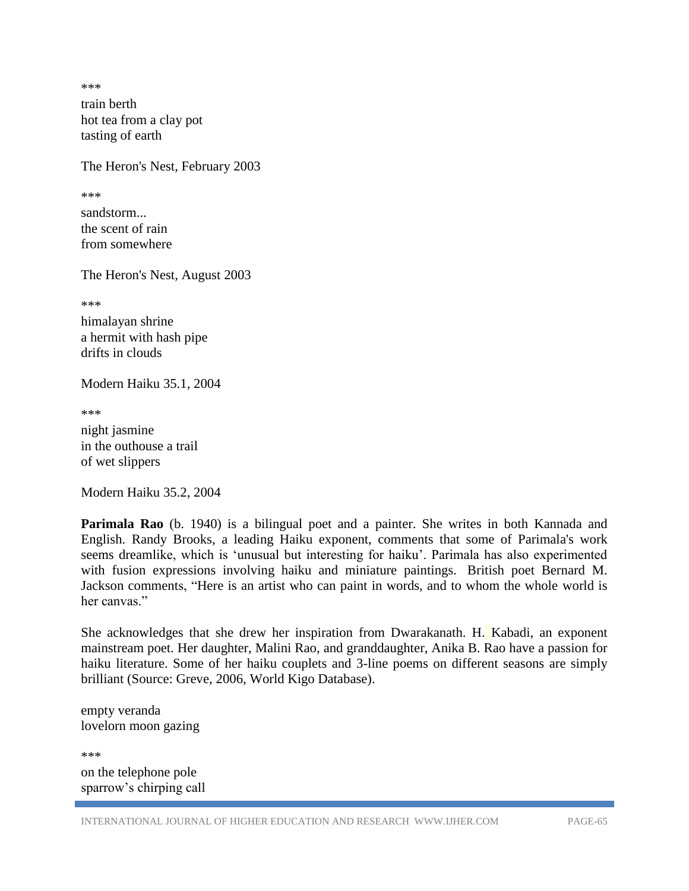***

train berth
hot tea from a clay pot
tasting of earth

The Heron's Nest, February 2003

***

sandstorm...
the scent of rain
from somewhere

The Heron's Nest, August 2003

***

himalayan shrine
a hermit with hash pipe
drifts in clouds

Modern Haiku 35.1, 2004

***

night jasmine
in the outhouse a trail
of wet slippers

Modern Haiku 35.2, 2004

**Parimala Rao** (b. 1940) is a bilingual poet and a painter. She writes in both Kannada and English. Randy Brooks, a leading Haiku exponent, comments that some of Parimala's work seems dreamlike, which is 'unusual but interesting for haiku'. Parimala has also experimented with fusion expressions involving haiku and miniature paintings. British poet Bernard M. Jackson comments, "Here is an artist who can paint in words, and to whom the whole world is her canvas."

She acknowledges that she drew her inspiration from Dwarakanath. H. Kabadi, an exponent mainstream poet. Her daughter, Malini Rao, and granddaughter, Anika B. Rao have a passion for haiku literature. Some of her haiku couplets and 3-line poems on different seasons are simply brilliant (Source: Greve, 2006, World Kigo Database).

empty veranda
lovelorn moon gazing

***

on the telephone pole
sparrow's chirping call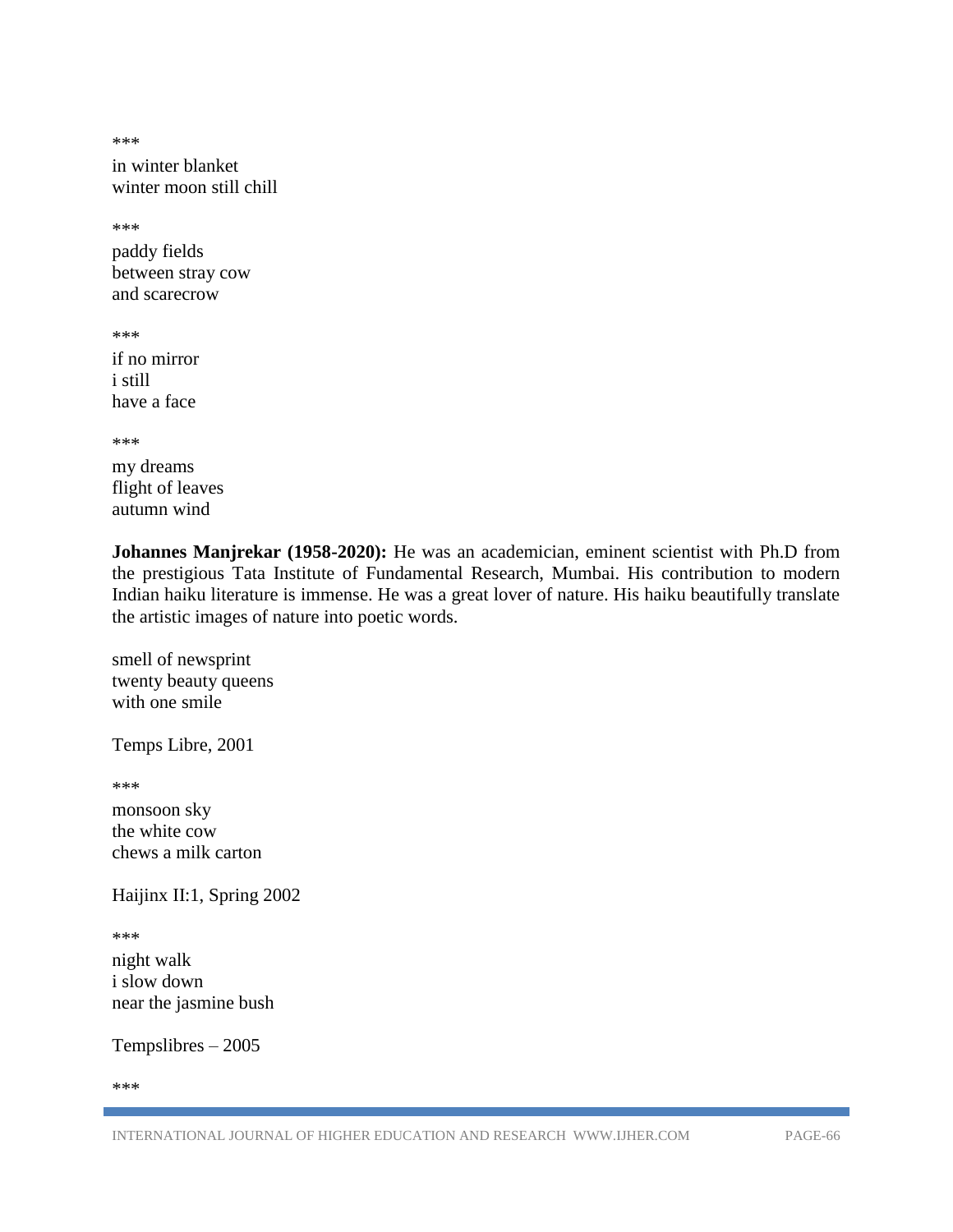***

in winter blanket
winter moon still chill

***

paddy fields
between stray cow
and scarecrow

***

if no mirror
i still
have a face

***

my dreams
flight of leaves
autumn wind

**Johannes Manjrekar (1958-2020):** He was an academician, eminent scientist with Ph.D from the prestigious Tata Institute of Fundamental Research, Mumbai. His contribution to modern Indian haiku literature is immense. He was a great lover of nature. His haiku beautifully translate the artistic images of nature into poetic words.

smell of newsprint
twenty beauty queens
with one smile

Temps Libre, 2001

***

monsoon sky
the white cow
chews a milk carton

Haijinx II:1, Spring 2002

***

night walk
i slow down
near the jasmine bush

Tempslibres – 2005

***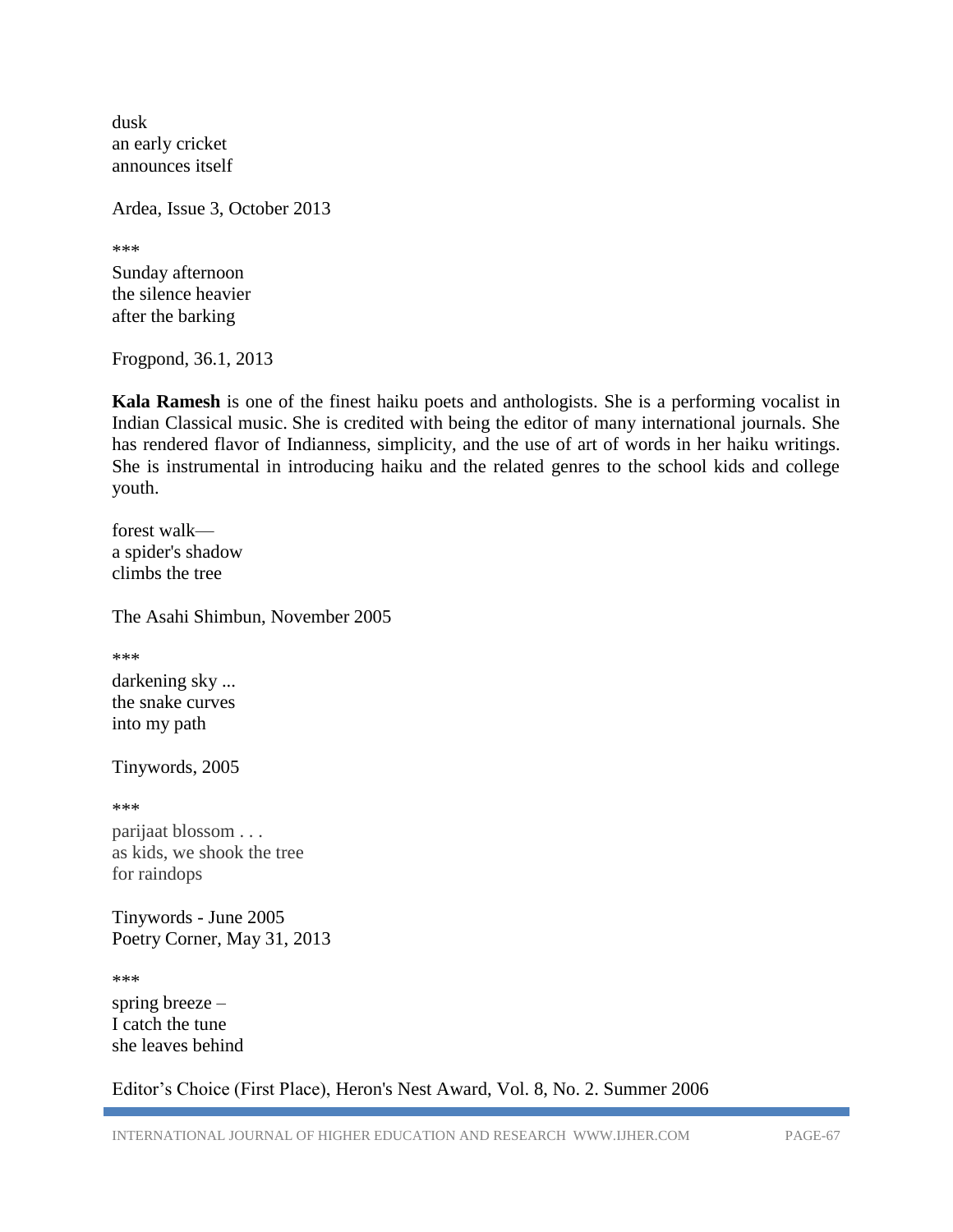dusk
an early cricket
announces itself

Ardea, Issue 3, October 2013

***

Sunday afternoon
the silence heavier
after the barking

Frogpond, 36.1, 2013

**Kala Ramesh** is one of the finest haiku poets and anthologists. She is a performing vocalist in Indian Classical music. She is credited with being the editor of many international journals. She has rendered flavor of Indianness, simplicity, and the use of art of words in her haiku writings. She is instrumental in introducing haiku and the related genres to the school kids and college youth.

forest walk—
a spider's shadow
climbs the tree

The Asahi Shimbun, November 2005

***

darkening sky ...
the snake curves
into my path

Tinywords, 2005

***

parijaat blossom . . .
as kids, we shook the tree
for raindops

Tinywords - June 2005
Poetry Corner, May 31, 2013

***

spring breeze –
I catch the tune
she leaves behind

Editor's Choice (First Place), Heron's Nest Award, Vol. 8, No. 2. Summer 2006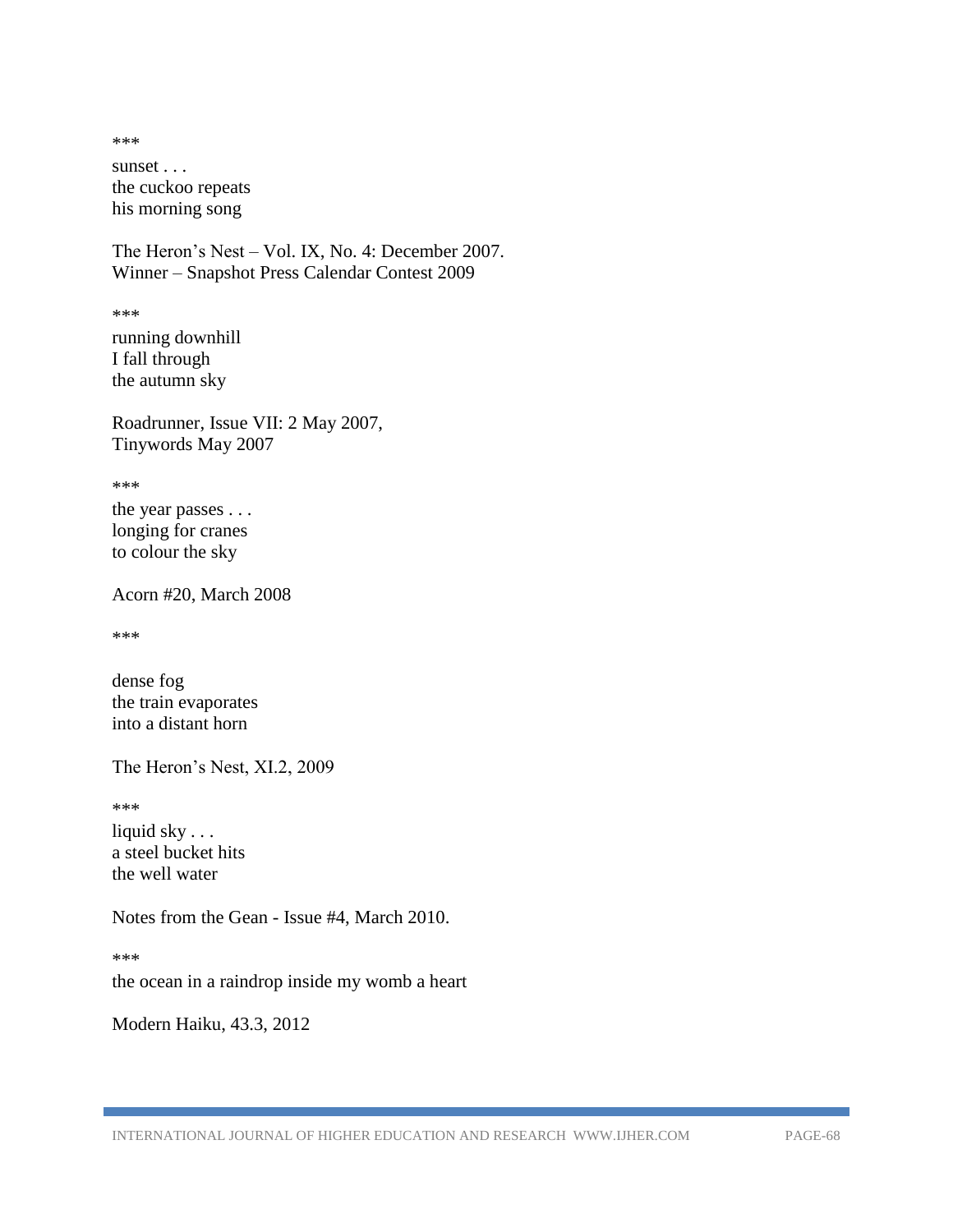***

sunset . . .  
the cuckoo repeats  
his morning song

The Heron's Nest – Vol. IX, No. 4: December 2007.  
Winner – Snapshot Press Calendar Contest 2009

***

running downhill  
I fall through  
the autumn sky

Roadrunner, Issue VII: 2 May 2007,  
Tinywords May 2007

***

the year passes . . .  
longing for cranes  
to colour the sky

Acorn #20, March 2008

***

dense fog  
the train evaporates  
into a distant horn

The Heron's Nest, XI.2, 2009

***

liquid sky . . .  
a steel bucket hits  
the well water

Notes from the Gean - Issue #4, March 2010.

***

the ocean in a raindrop inside my womb a heart

Modern Haiku, 43.3, 2012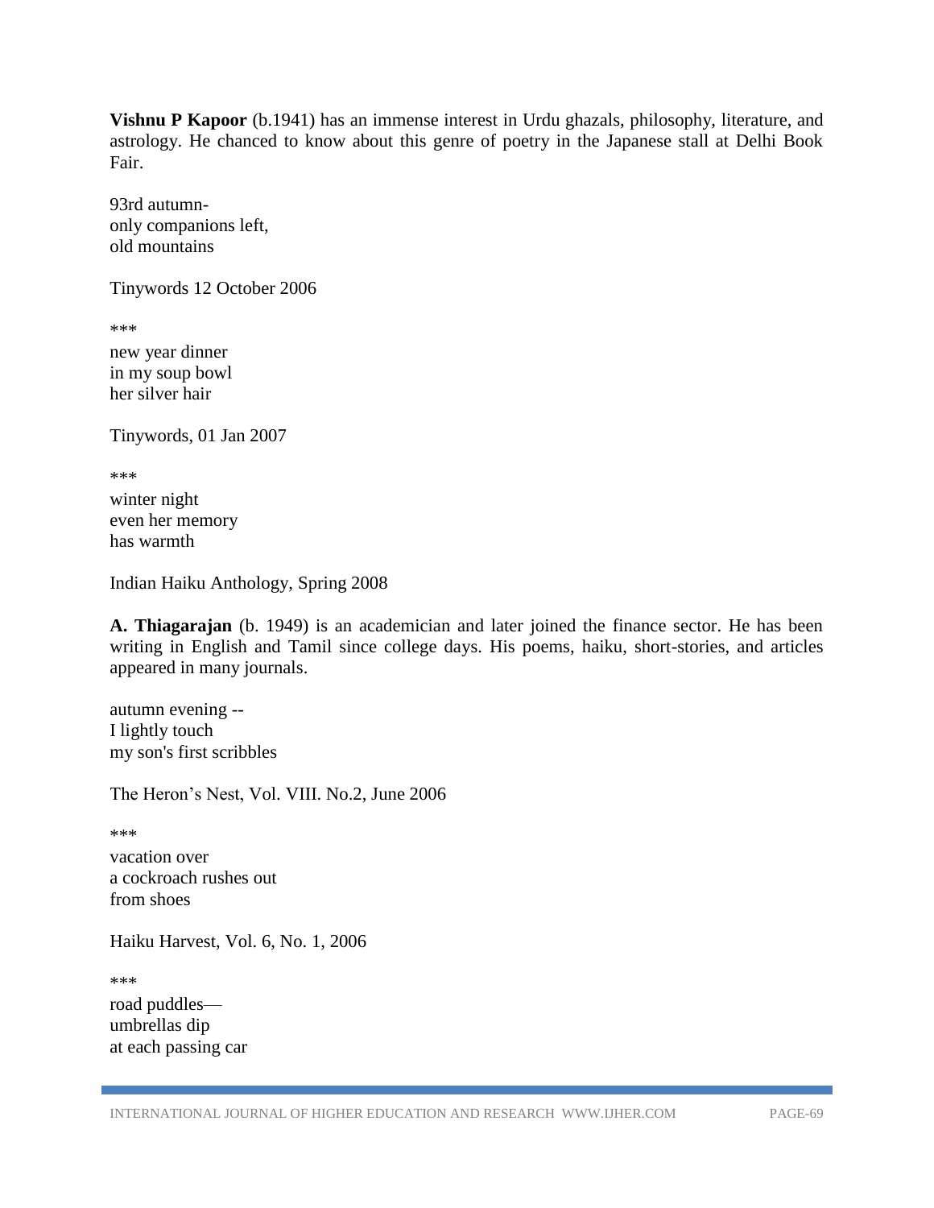**Vishnu P Kapoor** (b.1941) has an immense interest in Urdu ghazals, philosophy, literature, and astrology. He chanced to know about this genre of poetry in the Japanese stall at Delhi Book Fair.

93rd autumn-  
only companions left,  
old mountains

Tinywords 12 October 2006

***

new year dinner  
in my soup bowl  
her silver hair

Tinywords, 01 Jan 2007

***

winter night  
even her memory  
has warmth

Indian Haiku Anthology, Spring 2008

**A. Thiagarajan** (b. 1949) is an academician and later joined the finance sector. He has been writing in English and Tamil since college days. His poems, haiku, short-stories, and articles appeared in many journals.

autumn evening --  
I lightly touch  
my son's first scribbles

The Heron's Nest, Vol. VIII. No.2, June 2006

***

vacation over  
a cockroach rushes out  
from shoes

Haiku Harvest, Vol. 6, No. 1, 2006

***

road puddles—  
umbrellas dip  
at each passing car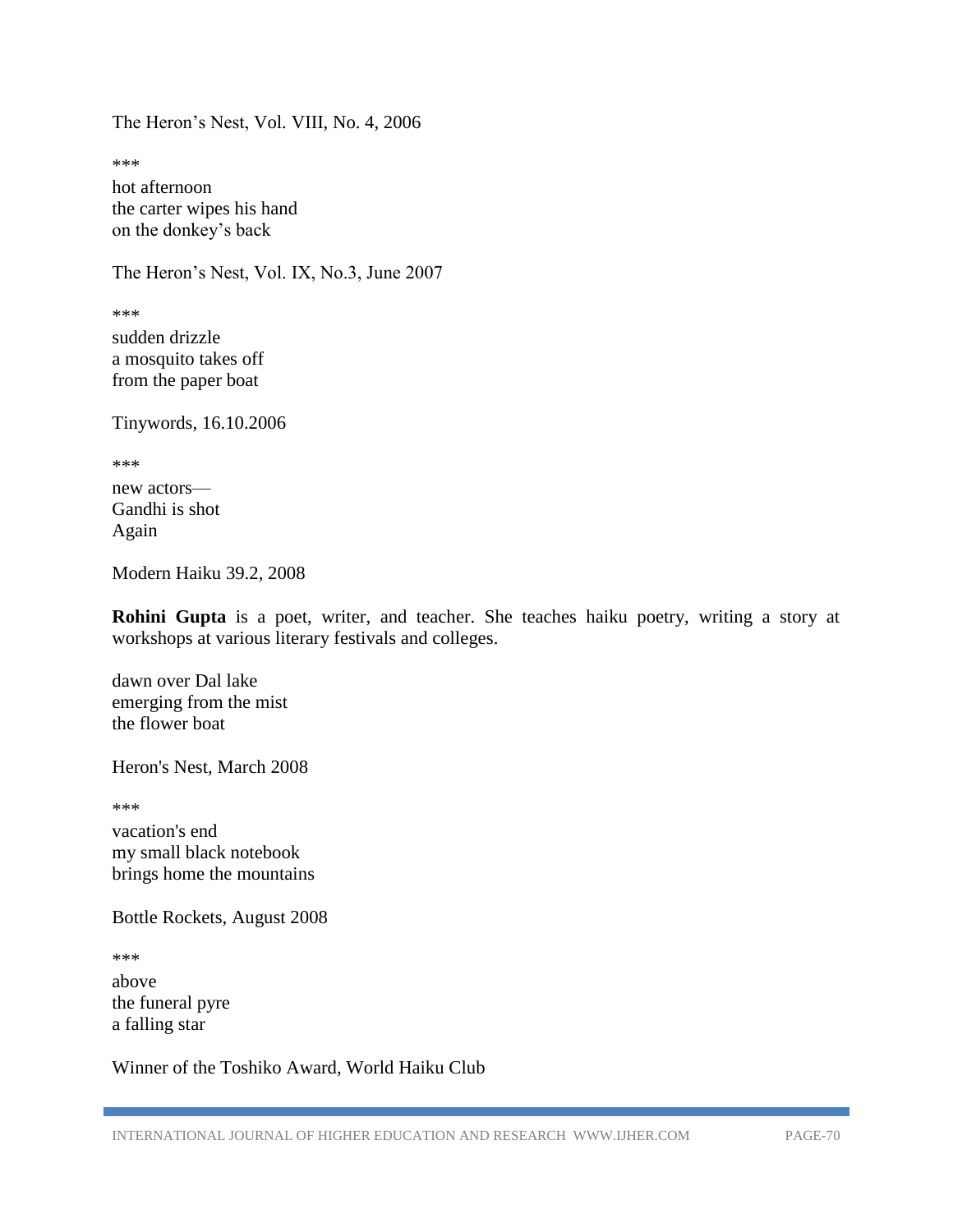The Heron’s Nest, Vol. VIII, No. 4, 2006

***

hot afternoon
the carter wipes his hand
on the donkey’s back

The Heron’s Nest, Vol. IX, No.3, June 2007

***

sudden drizzle
a mosquito takes off
from the paper boat

Tinywords, 16.10.2006

***

new actors—
Gandhi is shot
Again

Modern Haiku 39.2, 2008

**Rohini Gupta** is a poet, writer, and teacher. She teaches haiku poetry, writing a story at workshops at various literary festivals and colleges.

dawn over Dal lake
emerging from the mist
the flower boat

Heron's Nest, March 2008

***

vacation's end
my small black notebook
brings home the mountains

Bottle Rockets, August 2008

***

above
the funeral pyre
a falling star

Winner of the Toshiko Award, World Haiku Club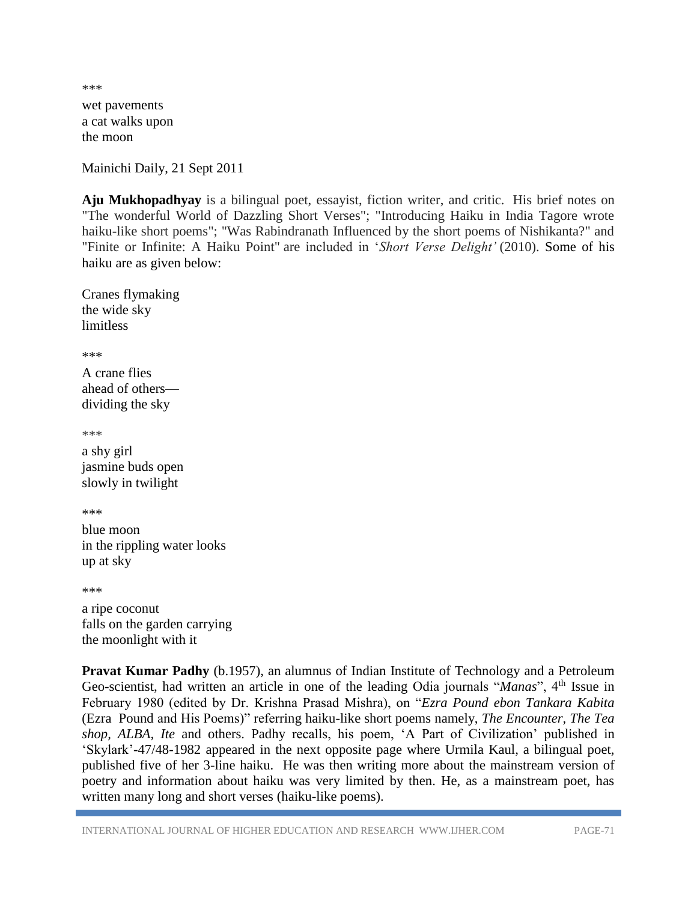***

wet pavements  
a cat walks upon  
the moon

Mainichi Daily, 21 Sept 2011

**Aju Mukhopadhyay** is a bilingual poet, essayist, fiction writer, and critic. His brief notes on "The wonderful World of Dazzling Short Verses"; "Introducing Haiku in India Tagore wrote haiku-like short poems"; "Was Rabindranath Influenced by the short poems of Nishikanta?" and "Finite or Infinite: A Haiku Point" are included in '*Short Verse Delight'* (2010). Some of his haiku are as given below:

Cranes flymaking  
the wide sky  
limitless

***

A crane flies  
ahead of others—  
dividing the sky

***

a shy girl  
jasmine buds open  
slowly in twilight

***

blue moon  
in the rippling water looks  
up at sky

***

a ripe coconut  
falls on the garden carrying  
the moonlight with it

**Pravat Kumar Padhy** (b.1957), an alumnus of Indian Institute of Technology and a Petroleum Geo-scientist, had written an article in one of the leading Odia journals "*Manas*", 4th Issue in February 1980 (edited by Dr. Krishna Prasad Mishra), on "*Ezra Pound ebon Tankara Kabita* (Ezra Pound and His Poems)" referring haiku-like short poems namely, *The Encounter*, *The Tea shop*, *ALBA*, *Ite* and others. Padhy recalls, his poem, 'A Part of Civilization' published in 'Skylark'-47/48-1982 appeared in the next opposite page where Urmila Kaul, a bilingual poet, published five of her 3-line haiku. He was then writing more about the mainstream version of poetry and information about haiku was very limited by then. He, as a mainstream poet, has written many long and short verses (haiku-like poems).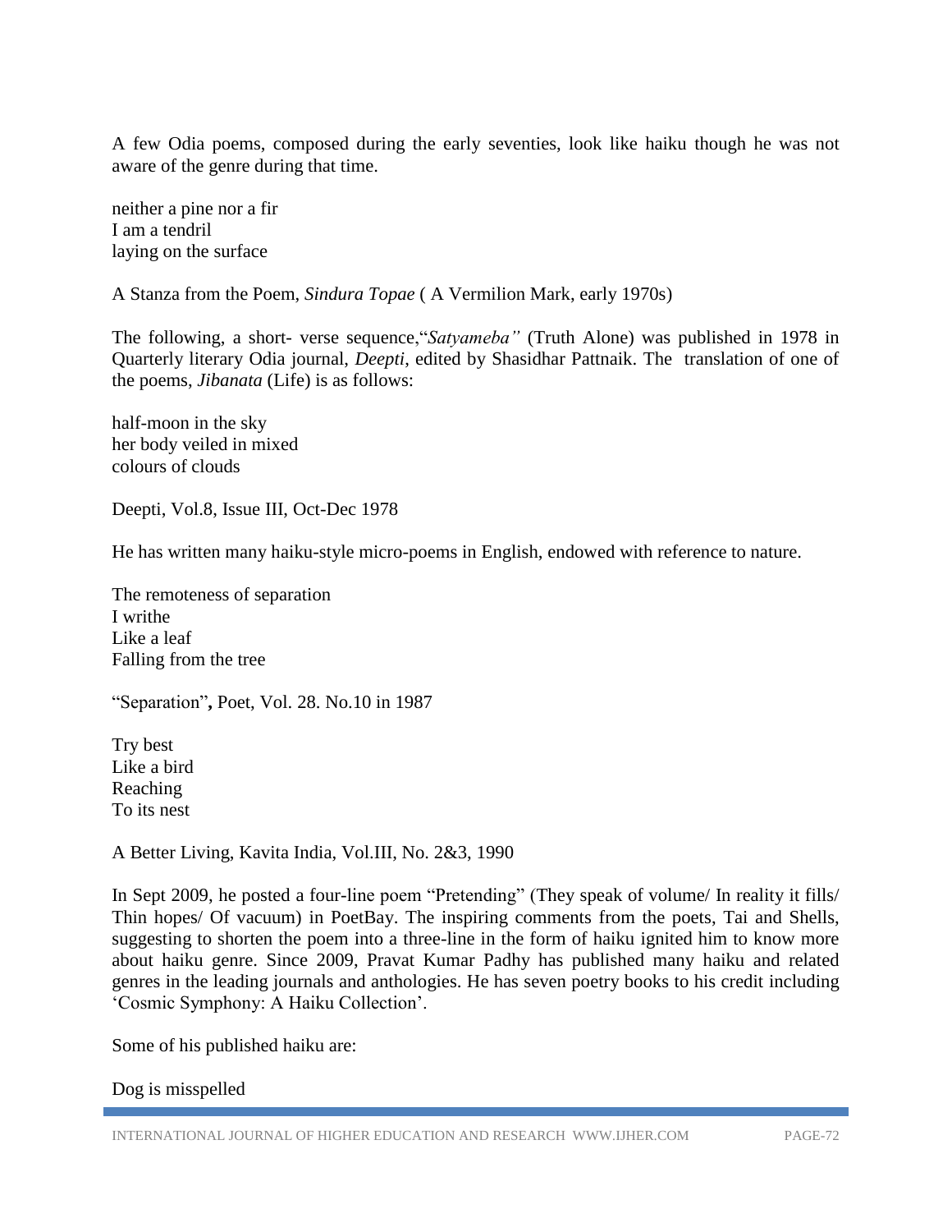A few Odia poems, composed during the early seventies, look like haiku though he was not aware of the genre during that time.

neither a pine nor a fir  
I am a tendril  
laying on the surface

A Stanza from the Poem, *Sindura Topae* ( A Vermilion Mark, early 1970s)

The following, a short- verse sequence,"*Satyameba"* (Truth Alone) was published in 1978 in Quarterly literary Odia journal, *Deepti*, edited by Shasidhar Pattnaik. The translation of one of the poems, *Jibanata* (Life) is as follows:

half-moon in the sky  
her body veiled in mixed  
colours of clouds

Deepti, Vol.8, Issue III, Oct-Dec 1978

He has written many haiku-style micro-poems in English, endowed with reference to nature.

The remoteness of separation  
I writhe  
Like a leaf  
Falling from the tree

"Separation"**,** Poet, Vol. 28. No.10 in 1987

Try best  
Like a bird  
Reaching  
To its nest

A Better Living, Kavita India, Vol.III, No. 2&3, 1990

In Sept 2009, he posted a four-line poem "Pretending" (They speak of volume/ In reality it fills/ Thin hopes/ Of vacuum) in PoetBay. The inspiring comments from the poets, Tai and Shells, suggesting to shorten the poem into a three-line in the form of haiku ignited him to know more about haiku genre. Since 2009, Pravat Kumar Padhy has published many haiku and related genres in the leading journals and anthologies. He has seven poetry books to his credit including 'Cosmic Symphony: A Haiku Collection'.

Some of his published haiku are:

Dog is misspelled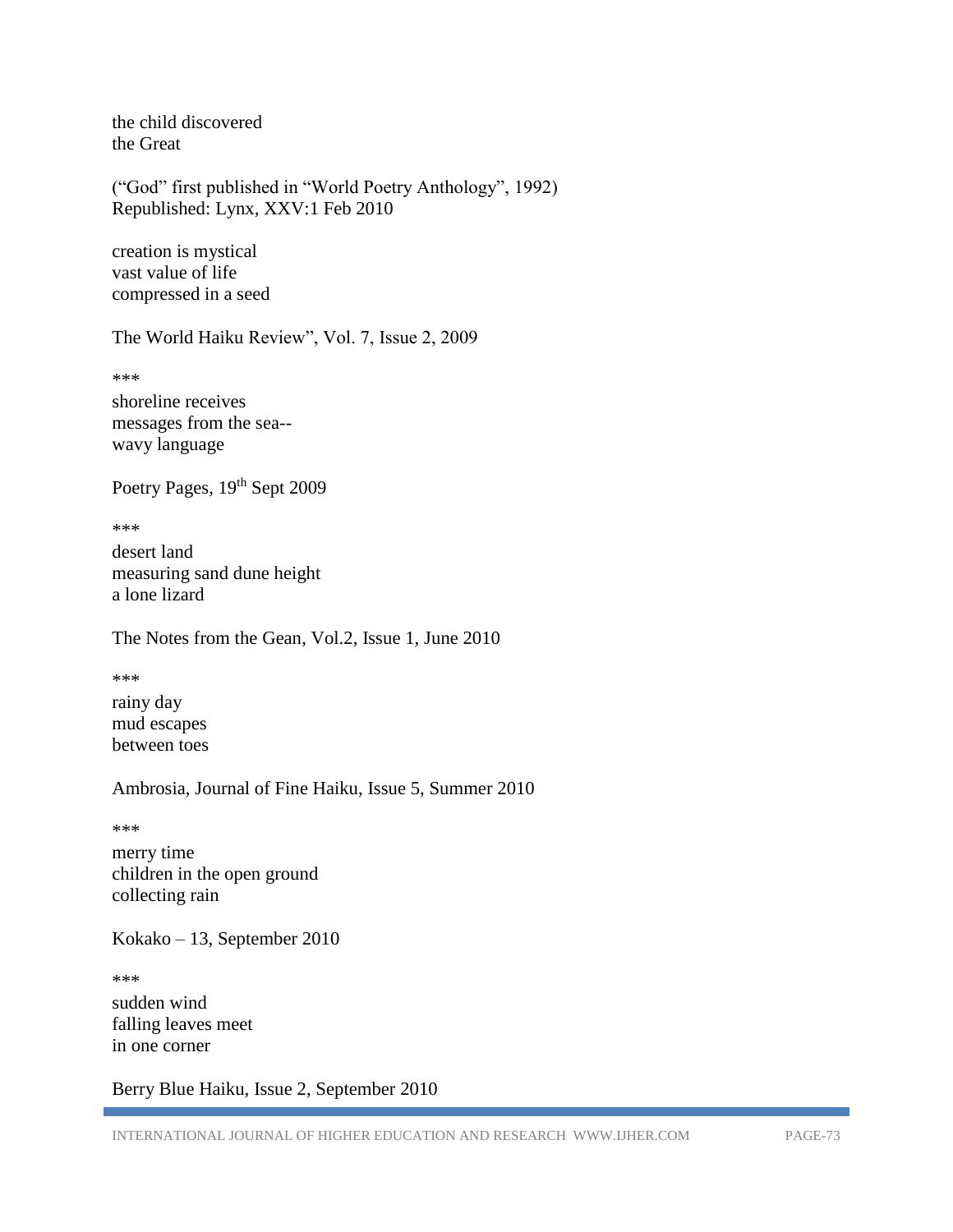the child discovered
the Great

("God" first published in "World Poetry Anthology", 1992)
Republished: Lynx, XXV:1 Feb 2010

creation is mystical
vast value of life
compressed in a seed

The World Haiku Review", Vol. 7, Issue 2, 2009

***

shoreline receives
messages from the sea--
wavy language

Poetry Pages, 19th Sept 2009

***

desert land
measuring sand dune height
a lone lizard

The Notes from the Gean, Vol.2, Issue 1, June 2010

***

rainy day
mud escapes
between toes

Ambrosia, Journal of Fine Haiku, Issue 5, Summer 2010

***

merry time
children in the open ground
collecting rain

Kokako – 13, September 2010

***

sudden wind
falling leaves meet
in one corner

Berry Blue Haiku, Issue 2, September 2010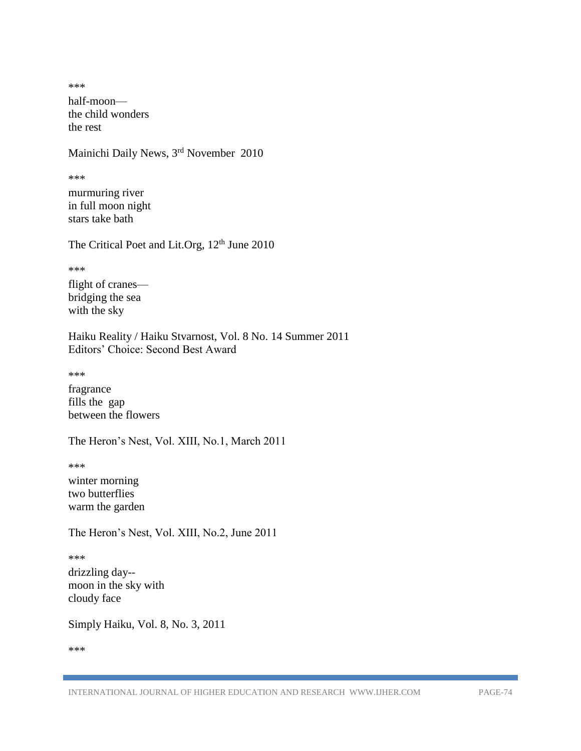***

half-moon—
the child wonders
the rest

Mainichi Daily News, 3rd November 2010

***

murmuring river
in full moon night
stars take bath

The Critical Poet and Lit.Org, 12th June 2010

***

flight of cranes—
bridging the sea
with the sky

Haiku Reality / Haiku Stvarnost, Vol. 8 No. 14 Summer 2011
Editors' Choice: Second Best Award

***

fragrance
fills the gap
between the flowers

The Heron's Nest, Vol. XIII, No.1, March 2011

***

winter morning
two butterflies
warm the garden

The Heron's Nest, Vol. XIII, No.2, June 2011

***

drizzling day--
moon in the sky with
cloudy face

Simply Haiku, Vol. 8, No. 3, 2011

***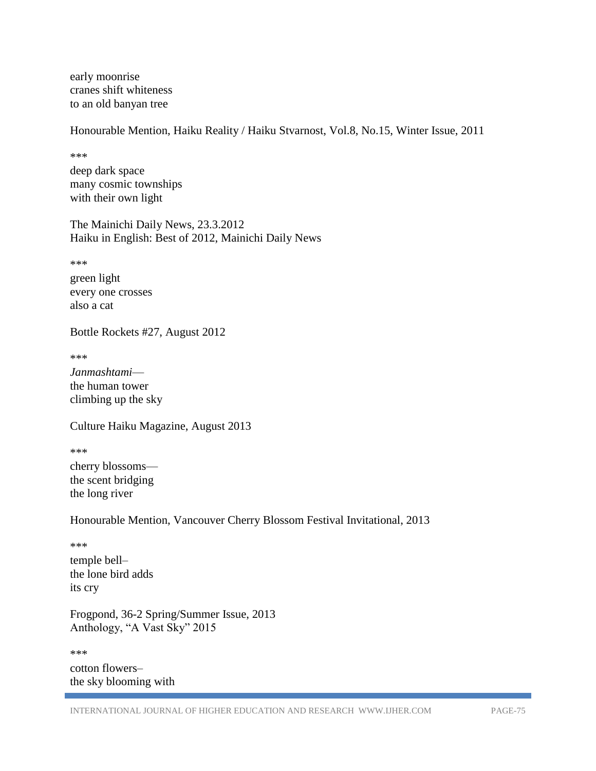early moonrise
cranes shift whiteness
to an old banyan tree

Honourable Mention, Haiku Reality / Haiku Stvarnost, Vol.8, No.15, Winter Issue, 2011

***

deep dark space
many cosmic townships
with their own light

The Mainichi Daily News, 23.3.2012
Haiku in English: Best of 2012, Mainichi Daily News

***

green light
every one crosses
also a cat

Bottle Rockets #27, August 2012

***

*Janmashtami*—
the human tower
climbing up the sky

Culture Haiku Magazine, August 2013

***

cherry blossoms—
the scent bridging
the long river

Honourable Mention, Vancouver Cherry Blossom Festival Invitational, 2013

***

temple bell–
the lone bird adds
its cry

Frogpond, 36-2 Spring/Summer Issue, 2013
Anthology, "A Vast Sky" 2015

***

cotton flowers–
the sky blooming with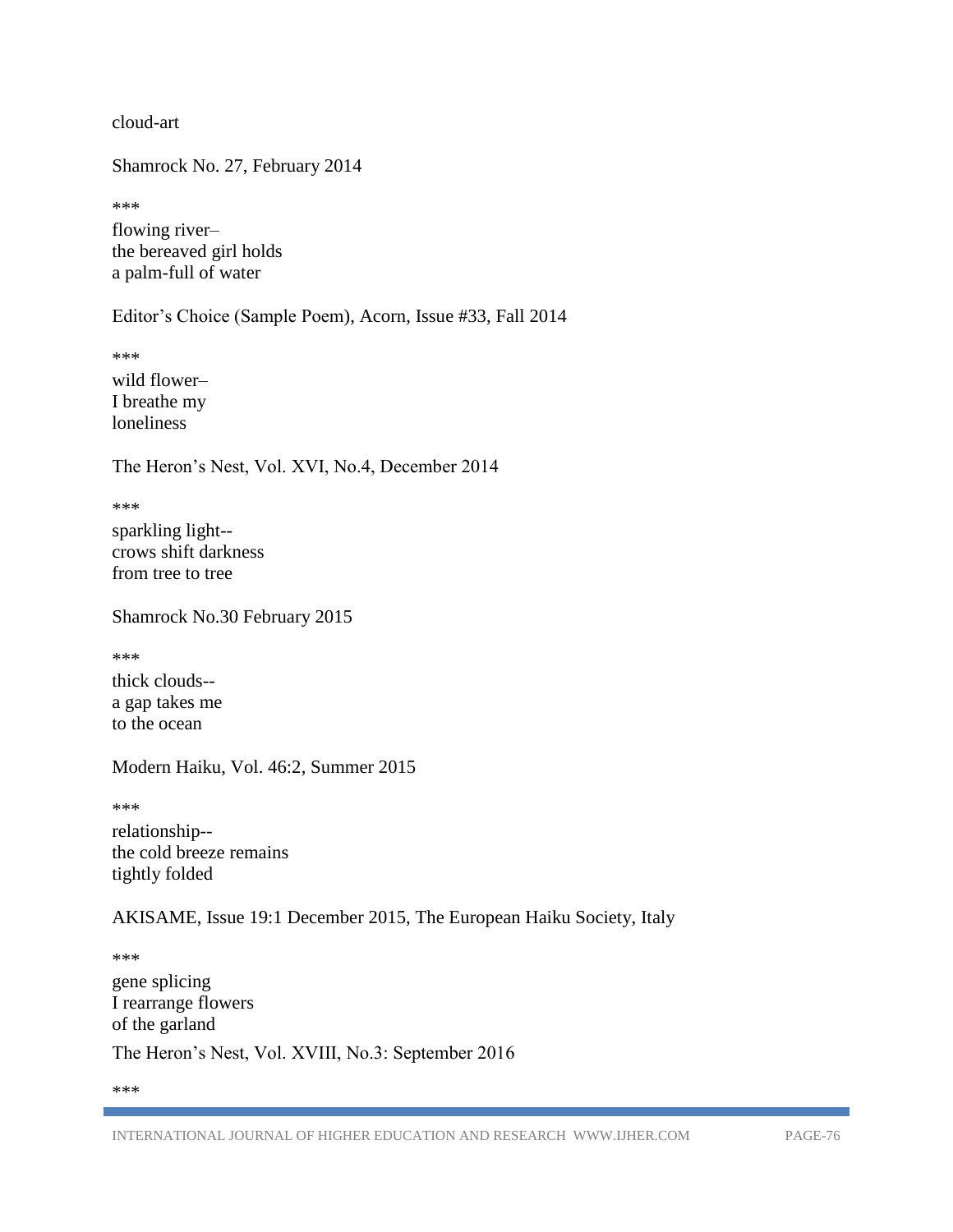cloud-art

Shamrock No. 27, February 2014

***

flowing river–  
the bereaved girl holds  
a palm-full of water

Editor's Choice (Sample Poem), Acorn, Issue #33, Fall 2014

***

wild flower–  
I breathe my  
loneliness

The Heron's Nest, Vol. XVI, No.4, December 2014

***

sparkling light--  
crows shift darkness  
from tree to tree

Shamrock No.30 February 2015

***

thick clouds--  
a gap takes me  
to the ocean

Modern Haiku, Vol. 46:2, Summer 2015

***

relationship--  
the cold breeze remains  
tightly folded

AKISAME, Issue 19:1 December 2015, The European Haiku Society, Italy

***

gene splicing  
I rearrange flowers  
of the garland

The Heron's Nest, Vol. XVIII, No.3: September 2016

***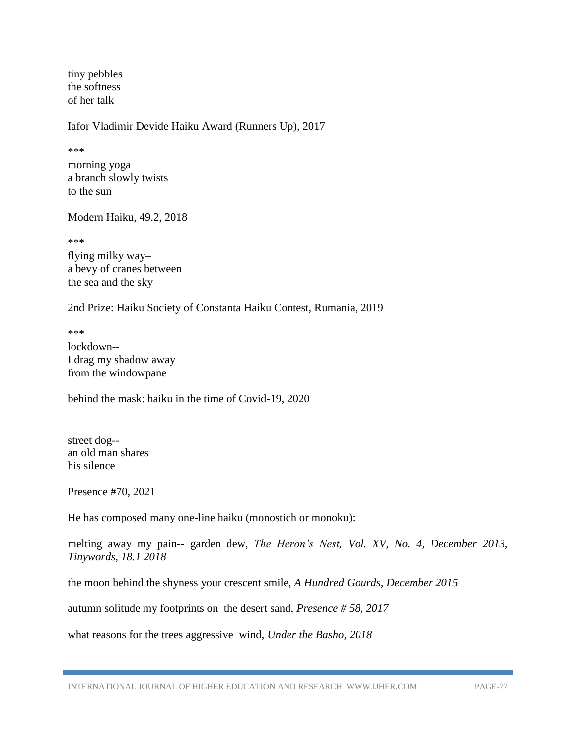tiny pebbles
the softness
of her talk

Iafor Vladimir Devide Haiku Award (Runners Up), 2017

***

morning yoga
a branch slowly twists
to the sun

Modern Haiku, 49.2, 2018

***

flying milky way–
a bevy of cranes between
the sea and the sky

2nd Prize: Haiku Society of Constanta Haiku Contest, Rumania, 2019

***

lockdown--
I drag my shadow away
from the windowpane

behind the mask: haiku in the time of Covid-19, 2020

street dog--
an old man shares
his silence

Presence #70, 2021

He has composed many one-line haiku (monostich or monoku):

melting away my pain-- garden dew, *The Heron's Nest, Vol. XV, No. 4, December 2013, Tinywords, 18.1 2018*

the moon behind the shyness your crescent smile, *A Hundred Gourds, December 2015*

autumn solitude my footprints on the desert sand, *Presence # 58, 2017*

what reasons for the trees aggressive wind, *Under the Basho, 2018*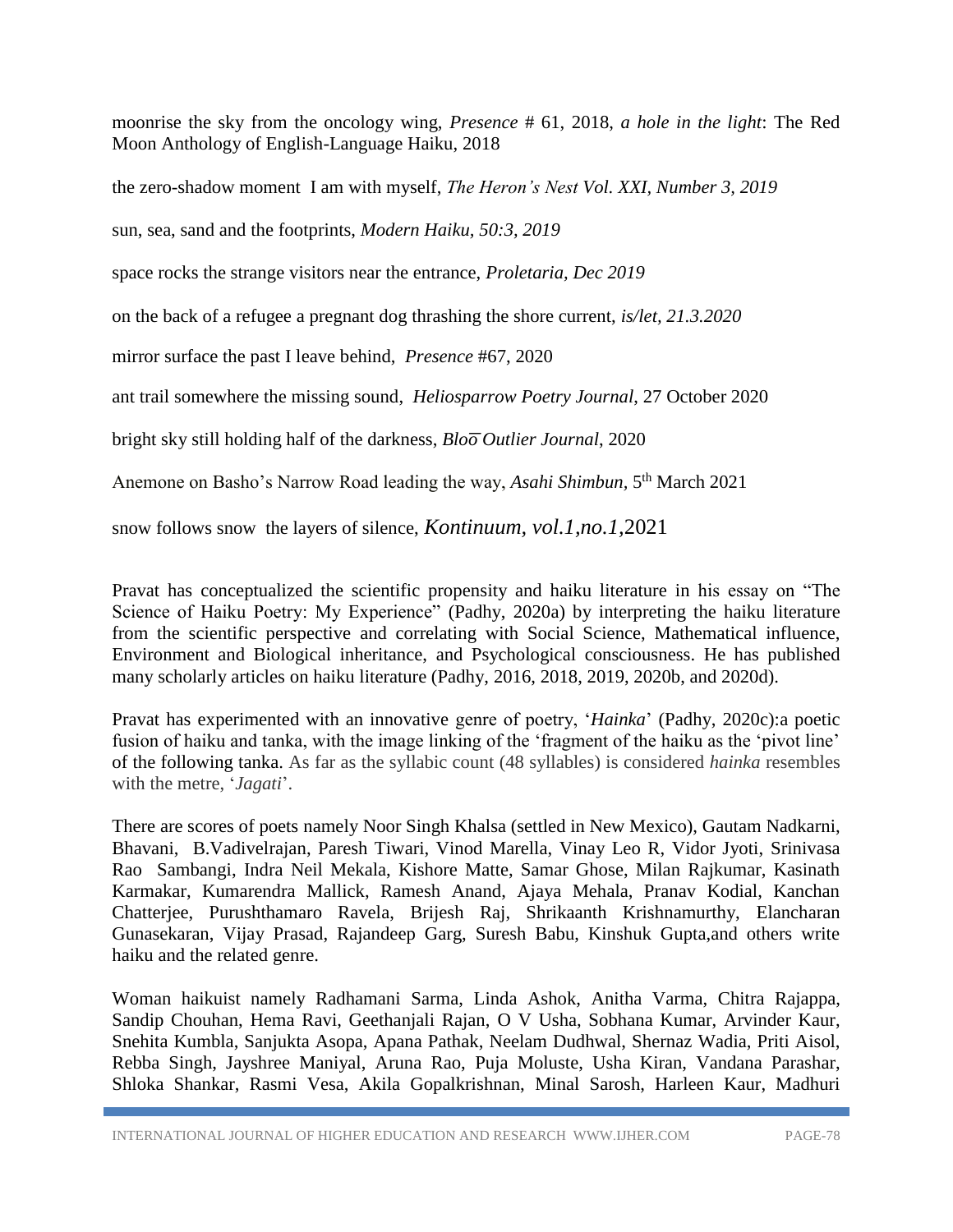moonrise the sky from the oncology wing, *Presence* # 61, 2018, *a hole in the light*: The Red Moon Anthology of English-Language Haiku, 2018

the zero-shadow moment I am with myself, *The Heron's Nest Vol. XXI, Number 3, 2019*

sun, sea, sand and the footprints, *Modern Haiku, 50:3, 2019*

space rocks the strange visitors near the entrance, *Proletaria, Dec 2019*

on the back of a refugee a pregnant dog thrashing the shore current, *is/let, 21.3.2020*

mirror surface the past I leave behind, *Presence* #67, 2020

ant trail somewhere the missing sound, *Heliosparrow Poetry Journal*, 27 October 2020

bright sky still holding half of the darkness, *Bloo̅ Outlier Journal*, 2020

Anemone on Basho's Narrow Road leading the way, *Asahi Shimbun,* 5th March 2021

snow follows snow the layers of silence, *Kontinuum, vol.1,no.1,*2021

Pravat has conceptualized the scientific propensity and haiku literature in his essay on "The Science of Haiku Poetry: My Experience" (Padhy, 2020a) by interpreting the haiku literature from the scientific perspective and correlating with Social Science, Mathematical influence, Environment and Biological inheritance, and Psychological consciousness. He has published many scholarly articles on haiku literature (Padhy, 2016, 2018, 2019, 2020b, and 2020d).

Pravat has experimented with an innovative genre of poetry, '*Hainka*' (Padhy, 2020c):a poetic fusion of haiku and tanka, with the image linking of the 'fragment of the haiku as the 'pivot line' of the following tanka. As far as the syllabic count (48 syllables) is considered *hainka* resembles with the metre, '*Jagati*'.

There are scores of poets namely Noor Singh Khalsa (settled in New Mexico), Gautam Nadkarni, Bhavani, B.Vadivelrajan, Paresh Tiwari, Vinod Marella, Vinay Leo R, Vidor Jyoti, Srinivasa Rao Sambangi, Indra Neil Mekala, Kishore Matte, Samar Ghose, Milan Rajkumar, Kasinath Karmakar, Kumarendra Mallick, Ramesh Anand, Ajaya Mehala, Pranav Kodial, Kanchan Chatterjee, Purushthamaro Ravela, Brijesh Raj, Shrikaanth Krishnamurthy, Elancharan Gunasekaran, Vijay Prasad, Rajandeep Garg, Suresh Babu, Kinshuk Gupta,and others write haiku and the related genre.

Woman haikuist namely Radhamani Sarma, Linda Ashok, Anitha Varma, Chitra Rajappa, Sandip Chouhan, Hema Ravi, Geethanjali Rajan, O V Usha, Sobhana Kumar, Arvinder Kaur, Snehita Kumbla, Sanjukta Asopa, Apana Pathak, Neelam Dudhwal, Shernaz Wadia, Priti Aisol, Rebba Singh, Jayshree Maniyal, Aruna Rao, Puja Moluste, Usha Kiran, Vandana Parashar, Shloka Shankar, Rasmi Vesa, Akila Gopalkrishnan, Minal Sarosh, Harleen Kaur, Madhuri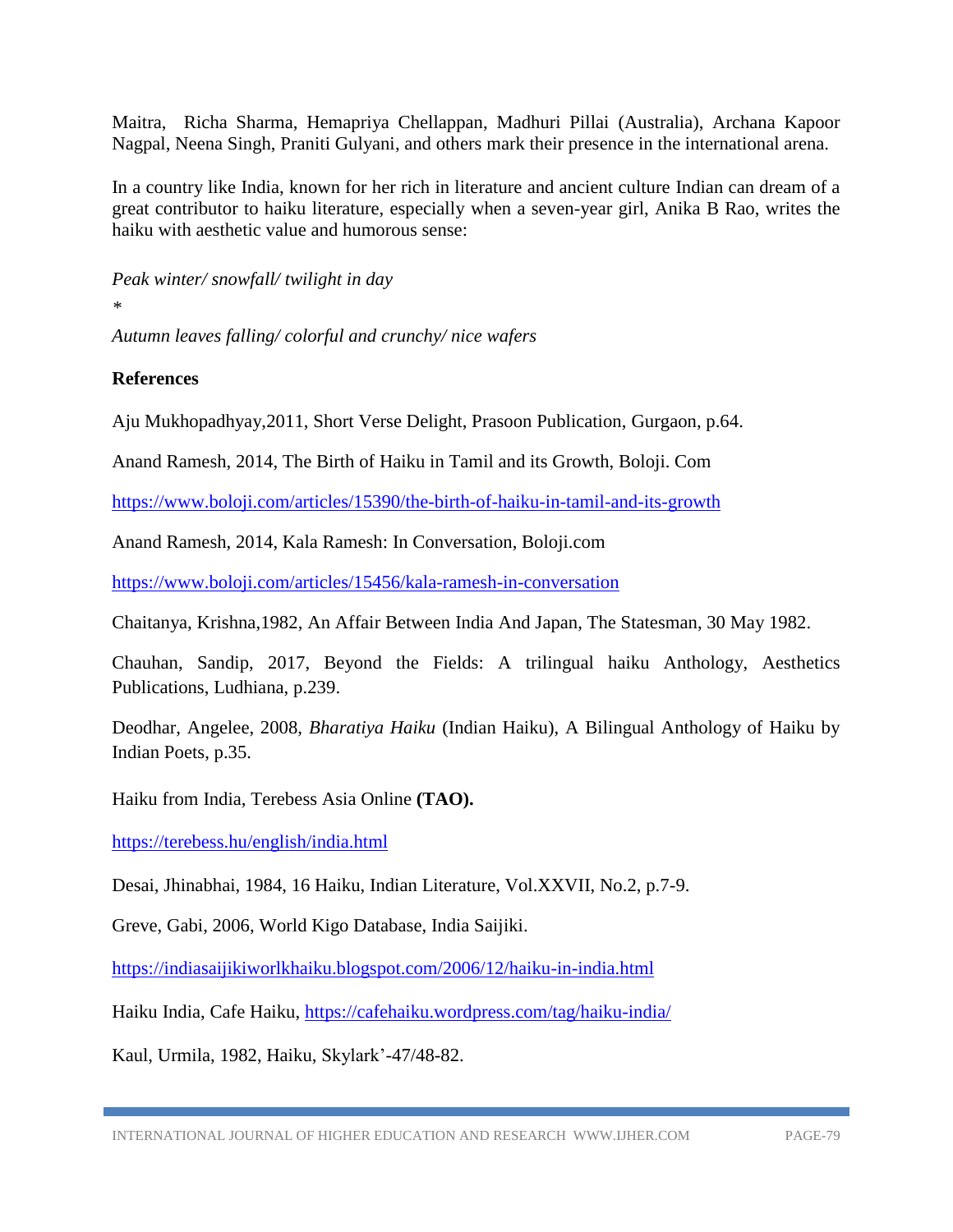Maitra, Richa Sharma, Hemapriya Chellappan, Madhuri Pillai (Australia), Archana Kapoor Nagpal, Neena Singh, Praniti Gulyani, and others mark their presence in the international arena.

In a country like India, known for her rich in literature and ancient culture Indian can dream of a great contributor to haiku literature, especially when a seven-year girl, Anika B Rao, writes the haiku with aesthetic value and humorous sense:

*Peak winter/ snowfall/ twilight in day*

*

*Autumn leaves falling/ colorful and crunchy/ nice wafers*

**References**

Aju Mukhopadhyay,2011, Short Verse Delight, Prasoon Publication, Gurgaon, p.64.

Anand Ramesh, 2014, The Birth of Haiku in Tamil and its Growth, Boloji. Com

https://www.boloji.com/articles/15390/the-birth-of-haiku-in-tamil-and-its-growth

Anand Ramesh, 2014, Kala Ramesh: In Conversation, Boloji.com

https://www.boloji.com/articles/15456/kala-ramesh-in-conversation

Chaitanya, Krishna,1982, An Affair Between India And Japan, The Statesman, 30 May 1982.

Chauhan, Sandip, 2017, Beyond the Fields: A trilingual haiku Anthology, Aesthetics Publications, Ludhiana, p.239.

Deodhar, Angelee, 2008, *Bharatiya Haiku* (Indian Haiku), A Bilingual Anthology of Haiku by Indian Poets, p.35.

Haiku from India, Terebess Asia Online **(TAO).**

https://terebess.hu/english/india.html

Desai, Jhinabhai, 1984, 16 Haiku, Indian Literature, Vol.XXVII, No.2, p.7-9.

Greve, Gabi, 2006, World Kigo Database, India Saijiki.

https://indiasaijikiworlkhaiku.blogspot.com/2006/12/haiku-in-india.html

Haiku India, Cafe Haiku, https://cafehaiku.wordpress.com/tag/haiku-india/

Kaul, Urmila, 1982, Haiku, Skylark'-47/48-82.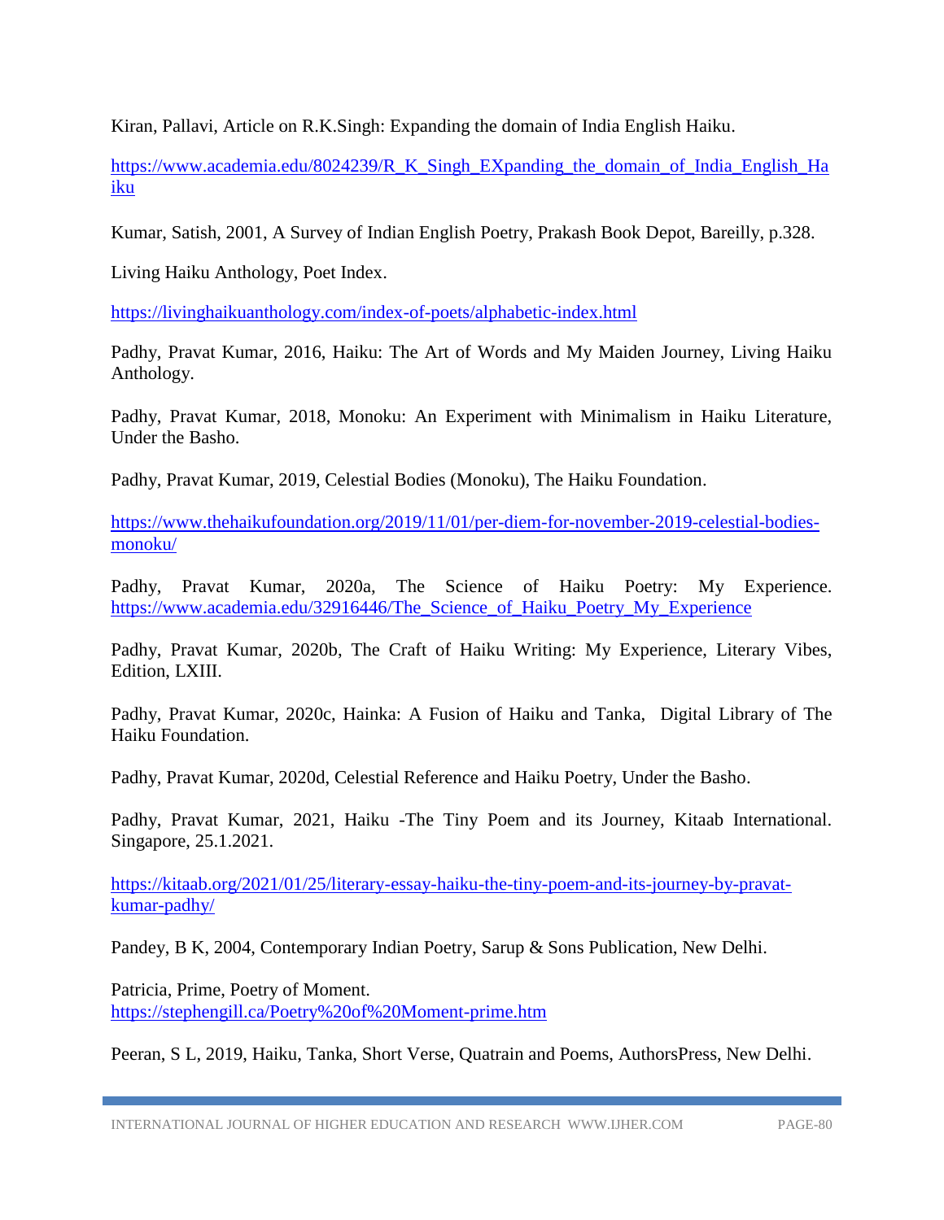Kiran, Pallavi, Article on R.K.Singh: Expanding the domain of India English Haiku.

https://www.academia.edu/8024239/R_K_Singh_EXpanding_the_domain_of_India_English_Haiku

Kumar, Satish, 2001, A Survey of Indian English Poetry, Prakash Book Depot, Bareilly, p.328.

Living Haiku Anthology, Poet Index.

https://livinghaikuanthology.com/index-of-poets/alphabetic-index.html

Padhy, Pravat Kumar, 2016, Haiku: The Art of Words and My Maiden Journey, Living Haiku Anthology.

Padhy, Pravat Kumar, 2018, Monoku: An Experiment with Minimalism in Haiku Literature, Under the Basho.

Padhy, Pravat Kumar, 2019, Celestial Bodies (Monoku), The Haiku Foundation.

https://www.thehaikufoundation.org/2019/11/01/per-diem-for-november-2019-celestial-bodies-monoku/

Padhy, Pravat Kumar, 2020a, The Science of Haiku Poetry: My Experience. https://www.academia.edu/32916446/The_Science_of_Haiku_Poetry_My_Experience

Padhy, Pravat Kumar, 2020b, The Craft of Haiku Writing: My Experience, Literary Vibes, Edition, LXIII.

Padhy, Pravat Kumar, 2020c, Hainka: A Fusion of Haiku and Tanka, Digital Library of The Haiku Foundation.

Padhy, Pravat Kumar, 2020d, Celestial Reference and Haiku Poetry, Under the Basho.

Padhy, Pravat Kumar, 2021, Haiku -The Tiny Poem and its Journey, Kitaab International. Singapore, 25.1.2021.

https://kitaab.org/2021/01/25/literary-essay-haiku-the-tiny-poem-and-its-journey-by-pravat-kumar-padhy/

Pandey, B K, 2004, Contemporary Indian Poetry, Sarup & Sons Publication, New Delhi.

Patricia, Prime, Poetry of Moment.
https://stephengill.ca/Poetry%20of%20Moment-prime.htm

Peeran, S L, 2019, Haiku, Tanka, Short Verse, Quatrain and Poems, AuthorsPress, New Delhi.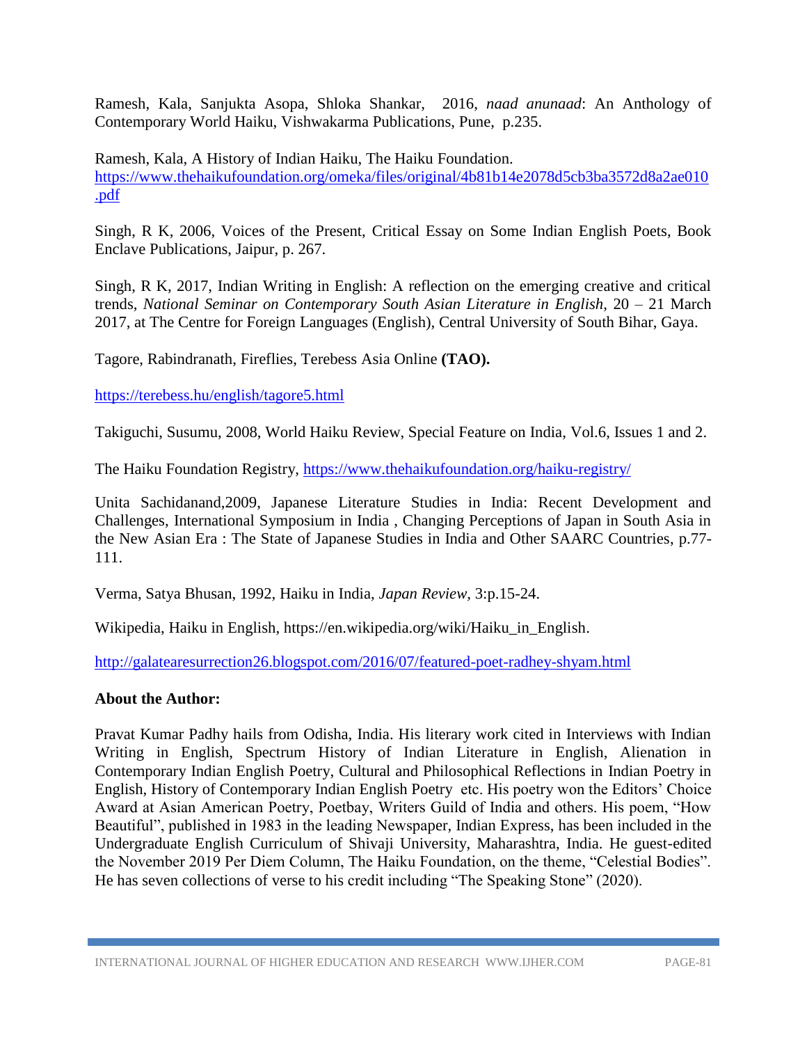Ramesh, Kala, Sanjukta Asopa, Shloka Shankar, 2016, *naad anunaad*: An Anthology of Contemporary World Haiku, Vishwakarma Publications, Pune, p.235.

Ramesh, Kala, A History of Indian Haiku, The Haiku Foundation. https://www.thehaikufoundation.org/omeka/files/original/4b81b14e2078d5cb3ba3572d8a2ae010.pdf

Singh, R K, 2006, Voices of the Present, Critical Essay on Some Indian English Poets, Book Enclave Publications, Jaipur, p. 267.

Singh, R K, 2017, Indian Writing in English: A reflection on the emerging creative and critical trends, *National Seminar on Contemporary South Asian Literature in English*, 20 – 21 March 2017, at The Centre for Foreign Languages (English), Central University of South Bihar, Gaya.

Tagore, Rabindranath, Fireflies, Terebess Asia Online **(TAO).**

https://terebess.hu/english/tagore5.html

Takiguchi, Susumu, 2008, World Haiku Review, Special Feature on India, Vol.6, Issues 1 and 2.

The Haiku Foundation Registry, https://www.thehaikufoundation.org/haiku-registry/

Unita Sachidanand,2009, Japanese Literature Studies in India: Recent Development and Challenges, International Symposium in India , Changing Perceptions of Japan in South Asia in the New Asian Era : The State of Japanese Studies in India and Other SAARC Countries, p.77-111.

Verma, Satya Bhusan, 1992, Haiku in India, *Japan Review,* 3:p.15-24.

Wikipedia, Haiku in English, https://en.wikipedia.org/wiki/Haiku_in_English.

http://galatearesurrection26.blogspot.com/2016/07/featured-poet-radhey-shyam.html

**About the Author:**

Pravat Kumar Padhy hails from Odisha, India. His literary work cited in Interviews with Indian Writing in English, Spectrum History of Indian Literature in English, Alienation in Contemporary Indian English Poetry, Cultural and Philosophical Reflections in Indian Poetry in English, History of Contemporary Indian English Poetry etc. His poetry won the Editors' Choice Award at Asian American Poetry, Poetbay, Writers Guild of India and others. His poem, "How Beautiful", published in 1983 in the leading Newspaper, Indian Express, has been included in the Undergraduate English Curriculum of Shivaji University, Maharashtra, India. He guest-edited the November 2019 Per Diem Column, The Haiku Foundation, on the theme, "Celestial Bodies". He has seven collections of verse to his credit including "The Speaking Stone" (2020).